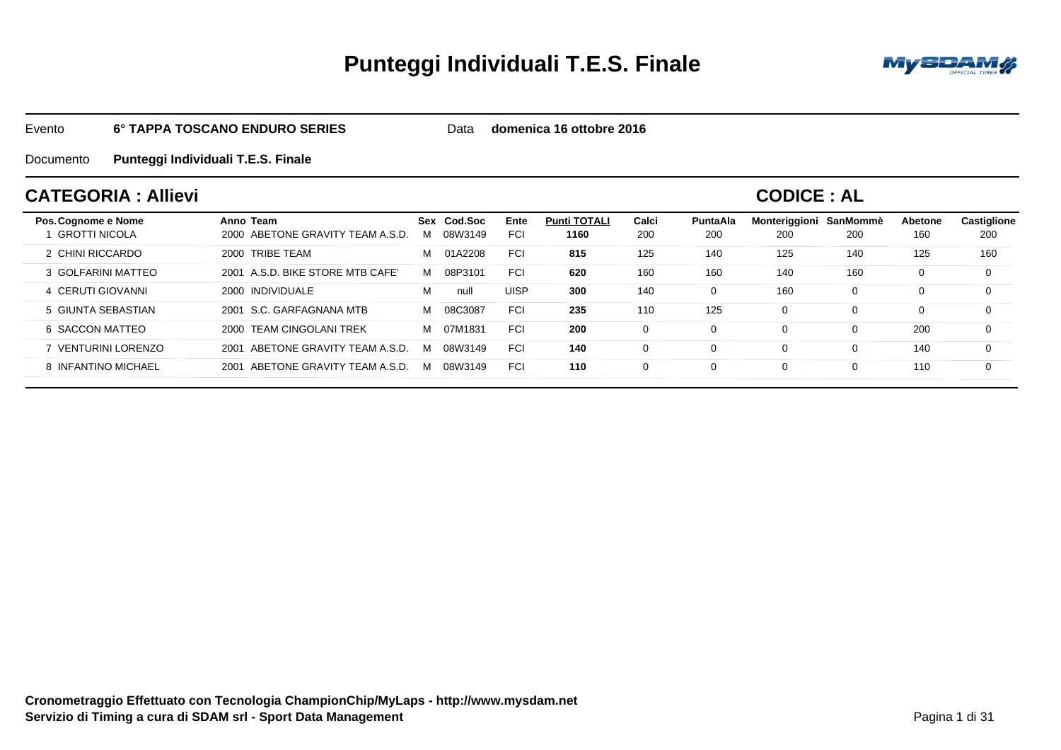# Punteggi Individuali T.E.S. Finale

Evento **6° TAPPA TOSCANO ENDURO SERIES** Data **domenica 16 ottobre 2016**

Documento **Punteggi Individuali T.E.S. Finale**

## CATEGORIA : Allievi

## CODICE : AL

| Pos. | Cognome e Nome | Anno | Team | Sex | Cod.Soc | Ente | Punti TOTALI | Calci | PuntaAla | Monteriggioni | SanMommè | Abetone | Castiglione |
|---|---|---|---|---|---|---|---|---|---|---|---|---|---|
| 1 | GROTTI NICOLA | 2000 | ABETONE GRAVITY TEAM A.S.D. | M | 08W3149 | FCI | **1160** | 200 | 200 | 200 | 200 | 160 | 200 |
| 2 | CHINI RICCARDO | 2000 | TRIBE TEAM | M | 01A2208 | FCI | **815** | 125 | 140 | 125 | 140 | 125 | 160 |
| 3 | GOLFARINI MATTEO | 2001 | A.S.D. BIKE STORE MTB CAFE' | M | 08P3101 | FCI | **620** | 160 | 160 | 140 | 160 | 0 | 0 |
| 4 | CERUTI GIOVANNI | 2000 | INDIVIDUALE | M | null | UISP | **300** | 140 | 0 | 160 | 0 | 0 | 0 |
| 5 | GIUNTA SEBASTIAN | 2001 | S.C. GARFAGNANA MTB | M | 08C3087 | FCI | **235** | 110 | 125 | 0 | 0 | 0 | 0 |
| 6 | SACCON MATTEO | 2000 | TEAM CINGOLANI TREK | M | 07M1831 | FCI | **200** | 0 | 0 | 0 | 0 | 200 | 0 |
| 7 | VENTURINI LORENZO | 2001 | ABETONE GRAVITY TEAM A.S.D. | M | 08W3149 | FCI | **140** | 0 | 0 | 0 | 0 | 140 | 0 |
| 8 | INFANTINO MICHAEL | 2001 | ABETONE GRAVITY TEAM A.S.D. | M | 08W3149 | FCI | **110** | 0 | 0 | 0 | 0 | 110 | 0 |

**Cronometraggio Effettuato con Tecnologia ChampionChip/MyLaps - http://www.mysdam.net**
**Servizio di Timing a cura di SDAM srl - Sport Data Management**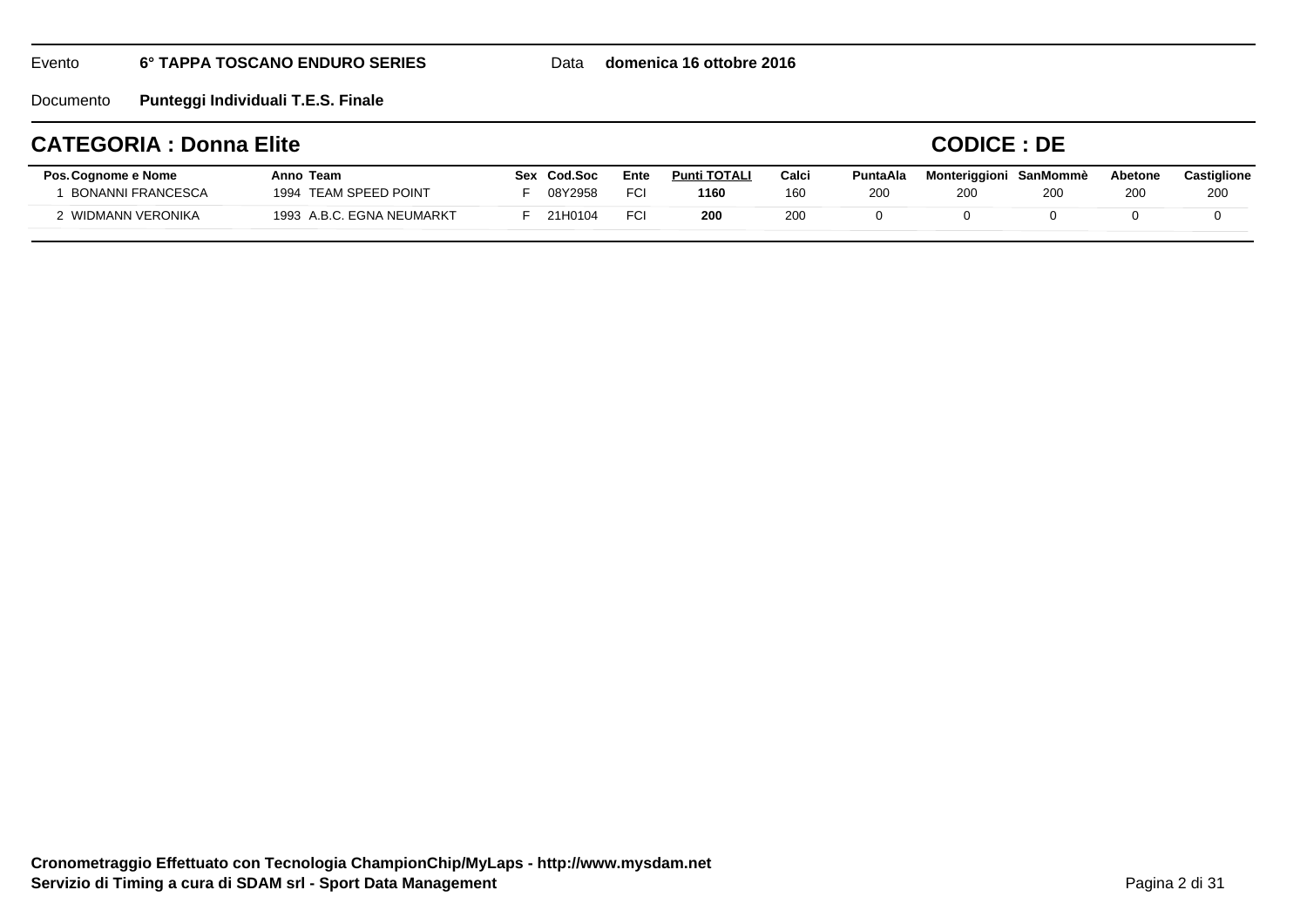Evento **6° TAPPA TOSCANO ENDURO SERIES** Data **domenica 16 ottobre 2016**

Documento **Punteggi Individuali T.E.S. Finale**

## CATEGORIA : Donna Elite

## CODICE : DE

| Pos. | Cognome e Nome | Anno | Team | Sex | Cod.Soc | Ente | Punti TOTALI | Calci | PuntaAla | Monteriggioni | SanMommè | Abetone | Castiglione |
|---|---|---|---|---|---|---|---|---|---|---|---|---|---|
| 1 | BONANNI FRANCESCA | 1994 | TEAM SPEED POINT | F | 08Y2958 | FCI | **1160** | 160 | 200 | 200 | 200 | 200 | 200 |
| 2 | WIDMANN VERONIKA | 1993 | A.B.C. EGNA NEUMARKT | F | 21H0104 | FCI | **200** | 200 | 0 | 0 | 0 | 0 | 0 |

**Cronometraggio Effettuato con Tecnologia ChampionChip/MyLaps - http://www.mysdam.net**
**Servizio di Timing a cura di SDAM srl - Sport Data Management**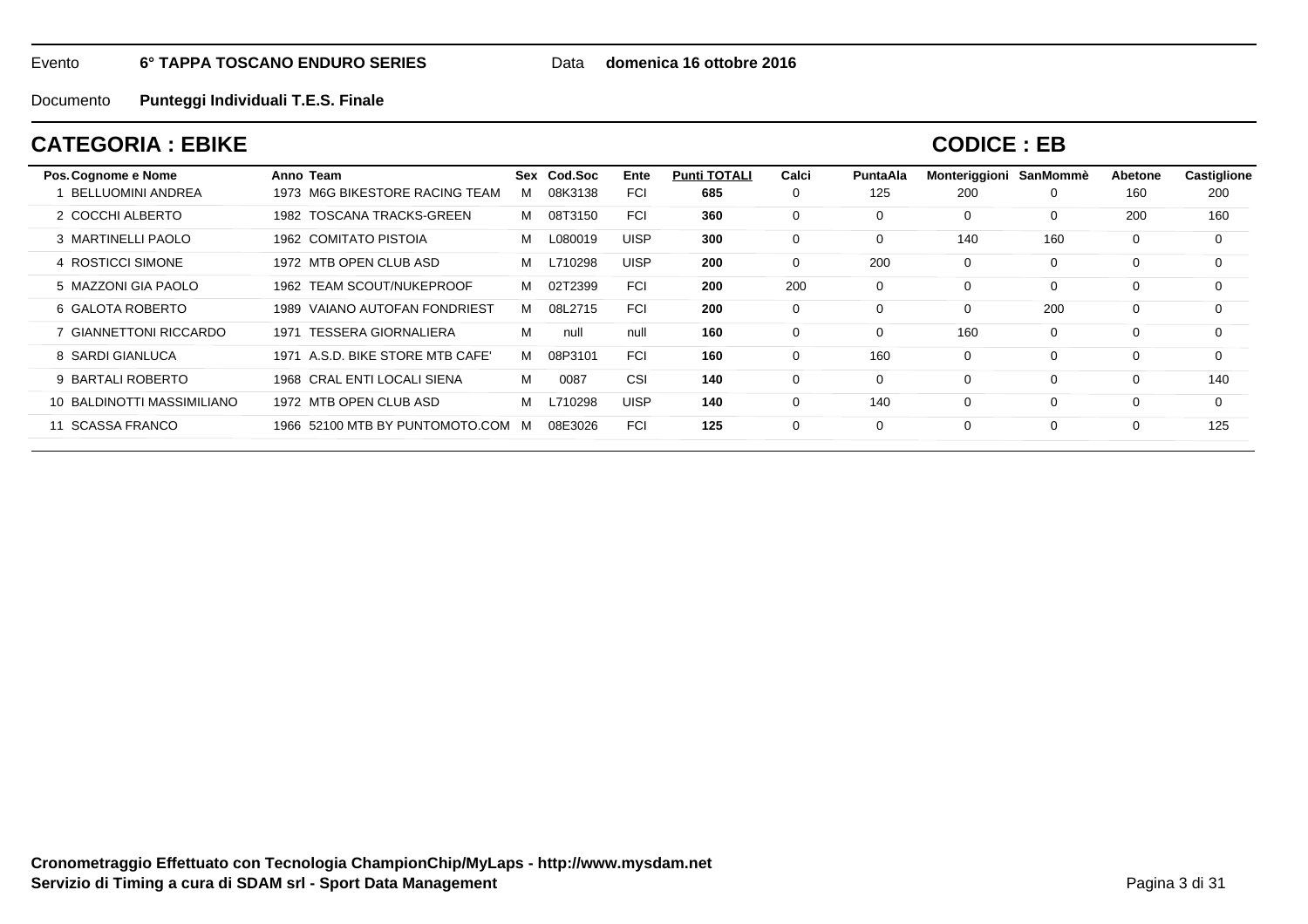Evento **6° TAPPA TOSCANO ENDURO SERIES** Data **domenica 16 ottobre 2016**

Documento **Punteggi Individuali T.E.S. Finale**

## CATEGORIA : EBIKE

## CODICE : EB

| Pos. | Cognome e Nome | Anno | Team | Sex | Cod.Soc | Ente | Punti TOTALI | Calci | PuntaAla | Monteriggioni | SanMommè | Abetone | Castiglione |
|---|---|---|---|---|---|---|---|---|---|---|---|---|---|
| 1 | BELLUOMINI ANDREA | 1973 | M6G BIKESTORE RACING TEAM | M | 08K3138 | FCI | **685** | 0 | 125 | 200 | 0 | 160 | 200 |
| 2 | COCCHI ALBERTO | 1982 | TOSCANA TRACKS-GREEN | M | 08T3150 | FCI | **360** | 0 | 0 | 0 | 0 | 200 | 160 |
| 3 | MARTINELLI PAOLO | 1962 | COMITATO PISTOIA | M | L080019 | UISP | **300** | 0 | 0 | 140 | 160 | 0 | 0 |
| 4 | ROSTICCI SIMONE | 1972 | MTB OPEN CLUB ASD | M | L710298 | UISP | **200** | 0 | 200 | 0 | 0 | 0 | 0 |
| 5 | MAZZONI GIA PAOLO | 1962 | TEAM SCOUT/NUKEPROOF | M | 02T2399 | FCI | **200** | 200 | 0 | 0 | 0 | 0 | 0 |
| 6 | GALOTA ROBERTO | 1989 | VAIANO AUTOFAN FONDRIEST | M | 08L2715 | FCI | **200** | 0 | 0 | 0 | 200 | 0 | 0 |
| 7 | GIANNETTONI RICCARDO | 1971 | TESSERA GIORNALIERA | M | null | null | **160** | 0 | 0 | 160 | 0 | 0 | 0 |
| 8 | SARDI GIANLUCA | 1971 | A.S.D. BIKE STORE MTB CAFE' | M | 08P3101 | FCI | **160** | 0 | 160 | 0 | 0 | 0 | 0 |
| 9 | BARTALI ROBERTO | 1968 | CRAL ENTI LOCALI SIENA | M | 0087 | CSI | **140** | 0 | 0 | 0 | 0 | 0 | 140 |
| 10 | BALDINOTTI MASSIMILIANO | 1972 | MTB OPEN CLUB ASD | M | L710298 | UISP | **140** | 0 | 140 | 0 | 0 | 0 | 0 |
| 11 | SCASSA FRANCO | 1966 | 52100 MTB BY PUNTOMOTO.COM | M | 08E3026 | FCI | **125** | 0 | 0 | 0 | 0 | 0 | 125 |

**Cronometraggio Effettuato con Tecnologia ChampionChip/MyLaps - http://www.mysdam.net**
**Servizio di Timing a cura di SDAM srl - Sport Data Management**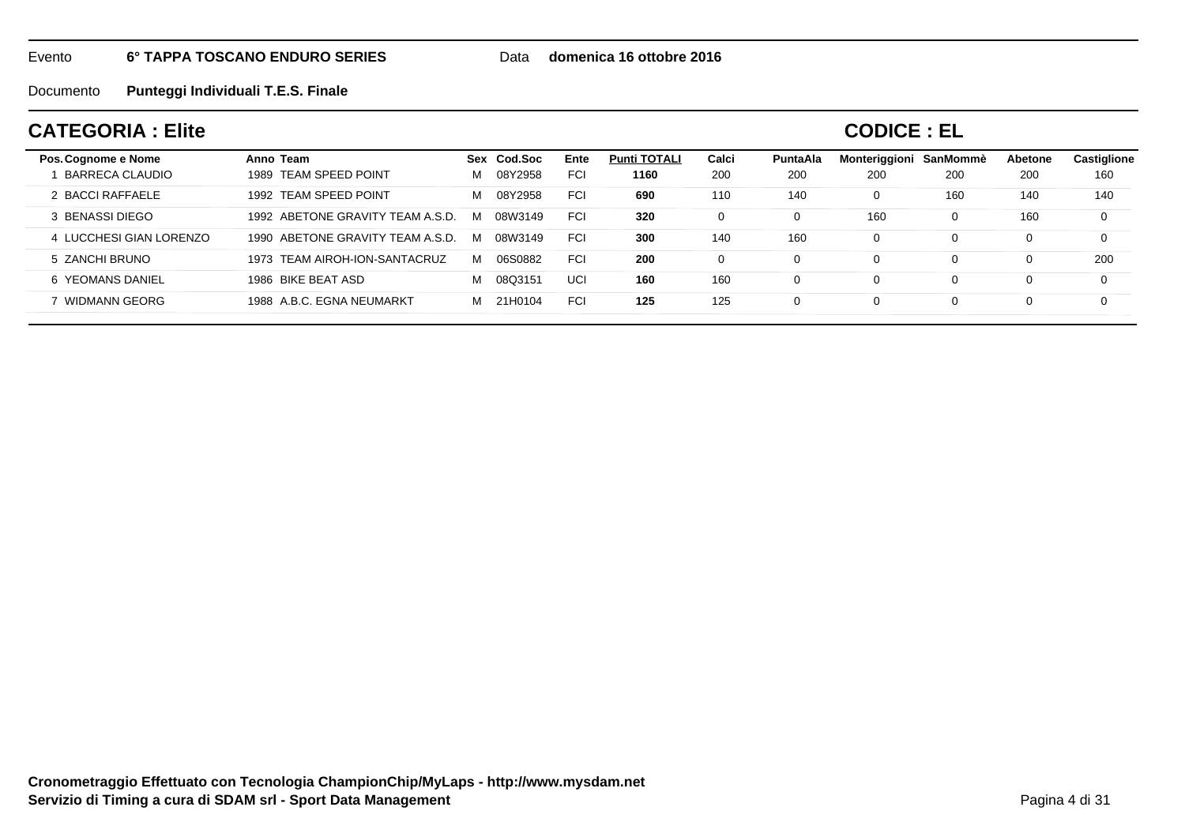Evento **6° TAPPA TOSCANO ENDURO SERIES** Data **domenica 16 ottobre 2016**

Documento **Punteggi Individuali T.E.S. Finale**

## CATEGORIA : Elite

## CODICE : EL

| Pos. | Cognome e Nome | Anno | Team | Sex | Cod.Soc | Ente | Punti TOTALI | Calci | PuntaAla | Monteriggioni | SanMommè | Abetone | Castiglione |
|---|---|---|---|---|---|---|---|---|---|---|---|---|---|
| 1 | BARRECA CLAUDIO | 1989 | TEAM SPEED POINT | M | 08Y2958 | FCI | **1160** | 200 | 200 | 200 | 200 | 200 | 160 |
| 2 | BACCI RAFFAELE | 1992 | TEAM SPEED POINT | M | 08Y2958 | FCI | **690** | 110 | 140 | 0 | 160 | 140 | 140 |
| 3 | BENASSI DIEGO | 1992 | ABETONE GRAVITY TEAM A.S.D. | M | 08W3149 | FCI | **320** | 0 | 0 | 160 | 0 | 160 | 0 |
| 4 | LUCCHESI GIAN LORENZO | 1990 | ABETONE GRAVITY TEAM A.S.D. | M | 08W3149 | FCI | **300** | 140 | 160 | 0 | 0 | 0 | 0 |
| 5 | ZANCHI BRUNO | 1973 | TEAM AIROH-ION-SANTACRUZ | M | 06S0882 | FCI | **200** | 0 | 0 | 0 | 0 | 0 | 200 |
| 6 | YEOMANS DANIEL | 1986 | BIKE BEAT ASD | M | 08Q3151 | UCI | **160** | 160 | 0 | 0 | 0 | 0 | 0 |
| 7 | WIDMANN GEORG | 1988 | A.B.C. EGNA NEUMARKT | M | 21H0104 | FCI | **125** | 125 | 0 | 0 | 0 | 0 | 0 |

**Cronometraggio Effettuato con Tecnologia ChampionChip/MyLaps - http://www.mysdam.net**
**Servizio di Timing a cura di SDAM srl - Sport Data Management**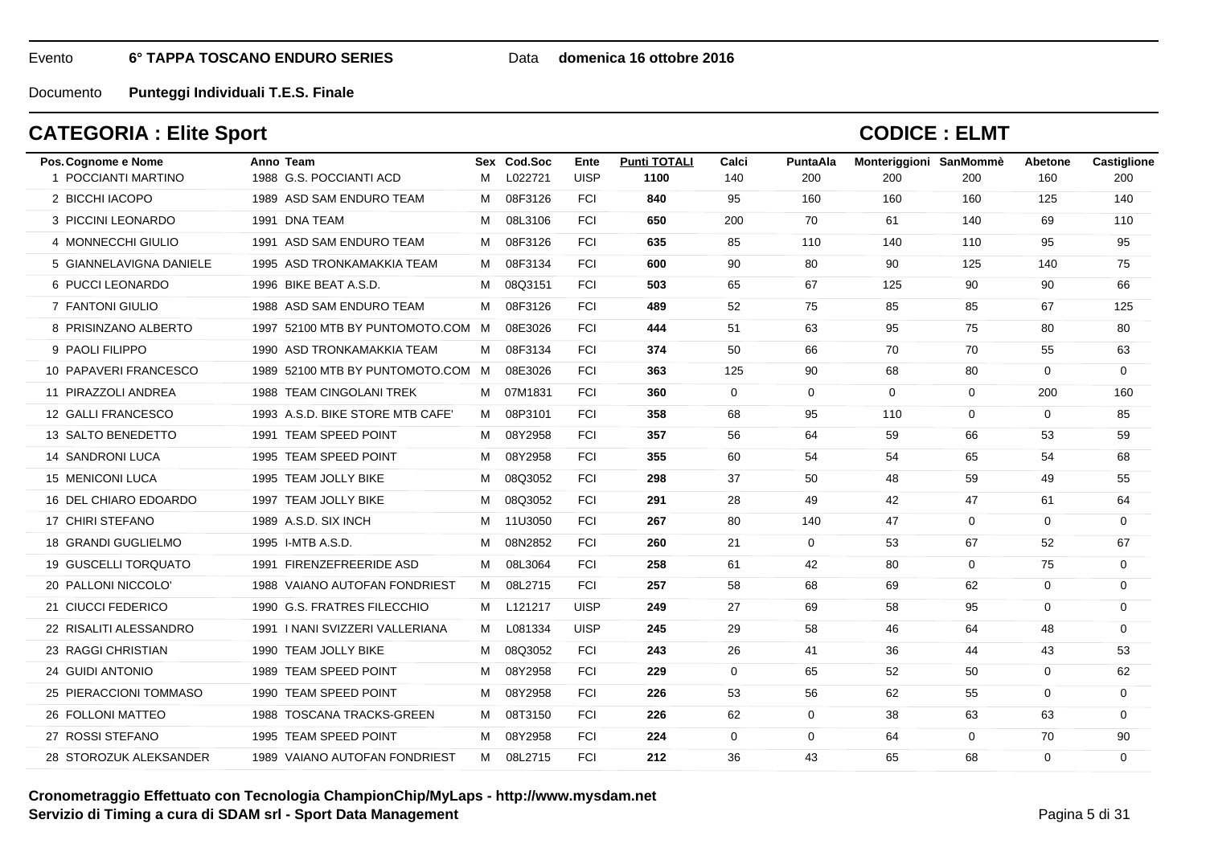Evento **6° TAPPA TOSCANO ENDURO SERIES** Data **domenica 16 ottobre 2016**

Documento **Punteggi Individuali T.E.S. Finale**

## CATEGORIA : Elite Sport

## CODICE : ELMT

| Pos. | Cognome e Nome | Anno | Team | Sex | Cod.Soc | Ente | Punti TOTALI | Calci | PuntaAla | Monteriggioni | SanMommè | Abetone | Castiglione |
|---|---|---|---|---|---|---|---|---|---|---|---|---|---|
| 1 | POCCIANTI MARTINO | 1988 | G.S. POCCIANTI ACD | M | L022721 | UISP | **1100** | 140 | 200 | 200 | 200 | 160 | 200 |
| 2 | BICCHI IACOPO | 1989 | ASD SAM ENDURO TEAM | M | 08F3126 | FCI | **840** | 95 | 160 | 160 | 160 | 125 | 140 |
| 3 | PICCINI LEONARDO | 1991 | DNA TEAM | M | 08L3106 | FCI | **650** | 200 | 70 | 61 | 140 | 69 | 110 |
| 4 | MONNECCHI GIULIO | 1991 | ASD SAM ENDURO TEAM | M | 08F3126 | FCI | **635** | 85 | 110 | 140 | 110 | 95 | 95 |
| 5 | GIANNELAVIGNA DANIELE | 1995 | ASD TRONKAMAKKIA TEAM | M | 08F3134 | FCI | **600** | 90 | 80 | 90 | 125 | 140 | 75 |
| 6 | PUCCI LEONARDO | 1996 | BIKE BEAT A.S.D. | M | 08Q3151 | FCI | **503** | 65 | 67 | 125 | 90 | 90 | 66 |
| 7 | FANTONI GIULIO | 1988 | ASD SAM ENDURO TEAM | M | 08F3126 | FCI | **489** | 52 | 75 | 85 | 85 | 67 | 125 |
| 8 | PRISINZANO ALBERTO | 1997 | 52100 MTB BY PUNTOMOTO.COM | M | 08E3026 | FCI | **444** | 51 | 63 | 95 | 75 | 80 | 80 |
| 9 | PAOLI FILIPPO | 1990 | ASD TRONKAMAKKIA TEAM | M | 08F3134 | FCI | **374** | 50 | 66 | 70 | 70 | 55 | 63 |
| 10 | PAPAVERI FRANCESCO | 1989 | 52100 MTB BY PUNTOMOTO.COM | M | 08E3026 | FCI | **363** | 125 | 90 | 68 | 80 | 0 | 0 |
| 11 | PIRAZZOLI ANDREA | 1988 | TEAM CINGOLANI TREK | M | 07M1831 | FCI | **360** | 0 | 0 | 0 | 0 | 200 | 160 |
| 12 | GALLI FRANCESCO | 1993 | A.S.D. BIKE STORE MTB CAFE' | M | 08P3101 | FCI | **358** | 68 | 95 | 110 | 0 | 0 | 85 |
| 13 | SALTO BENEDETTO | 1991 | TEAM SPEED POINT | M | 08Y2958 | FCI | **357** | 56 | 64 | 59 | 66 | 53 | 59 |
| 14 | SANDRONI LUCA | 1995 | TEAM SPEED POINT | M | 08Y2958 | FCI | **355** | 60 | 54 | 54 | 65 | 54 | 68 |
| 15 | MENICONI LUCA | 1995 | TEAM JOLLY BIKE | M | 08Q3052 | FCI | **298** | 37 | 50 | 48 | 59 | 49 | 55 |
| 16 | DEL CHIARO EDOARDO | 1997 | TEAM JOLLY BIKE | M | 08Q3052 | FCI | **291** | 28 | 49 | 42 | 47 | 61 | 64 |
| 17 | CHIRI STEFANO | 1989 | A.S.D. SIX INCH | M | 11U3050 | FCI | **267** | 80 | 140 | 47 | 0 | 0 | 0 |
| 18 | GRANDI GUGLIELMO | 1995 | I-MTB A.S.D. | M | 08N2852 | FCI | **260** | 21 | 0 | 53 | 67 | 52 | 67 |
| 19 | GUSCELLI TORQUATO | 1991 | FIRENZEFREERIDE ASD | M | 08L3064 | FCI | **258** | 61 | 42 | 80 | 0 | 75 | 0 |
| 20 | PALLONI NICCOLO' | 1988 | VAIANO AUTOFAN FONDRIEST | M | 08L2715 | FCI | **257** | 58 | 68 | 69 | 62 | 0 | 0 |
| 21 | CIUCCI FEDERICO | 1990 | G.S. FRATRES FILECCHIO | M | L121217 | UISP | **249** | 27 | 69 | 58 | 95 | 0 | 0 |
| 22 | RISALITI ALESSANDRO | 1991 | I NANI SVIZZERI VALLERIANA | M | L081334 | UISP | **245** | 29 | 58 | 46 | 64 | 48 | 0 |
| 23 | RAGGI CHRISTIAN | 1990 | TEAM JOLLY BIKE | M | 08Q3052 | FCI | **243** | 26 | 41 | 36 | 44 | 43 | 53 |
| 24 | GUIDI ANTONIO | 1989 | TEAM SPEED POINT | M | 08Y2958 | FCI | **229** | 0 | 65 | 52 | 50 | 0 | 62 |
| 25 | PIERACCIONI TOMMASO | 1990 | TEAM SPEED POINT | M | 08Y2958 | FCI | **226** | 53 | 56 | 62 | 55 | 0 | 0 |
| 26 | FOLLONI MATTEO | 1988 | TOSCANA TRACKS-GREEN | M | 08T3150 | FCI | **226** | 62 | 0 | 38 | 63 | 63 | 0 |
| 27 | ROSSI STEFANO | 1995 | TEAM SPEED POINT | M | 08Y2958 | FCI | **224** | 0 | 0 | 64 | 0 | 70 | 90 |
| 28 | STOROZUK ALEKSANDER | 1989 | VAIANO AUTOFAN FONDRIEST | M | 08L2715 | FCI | **212** | 36 | 43 | 65 | 68 | 0 | 0 |

**Cronometraggio Effettuato con Tecnologia ChampionChip/MyLaps - http://www.mysdam.net**
**Servizio di Timing a cura di SDAM srl - Sport Data Management**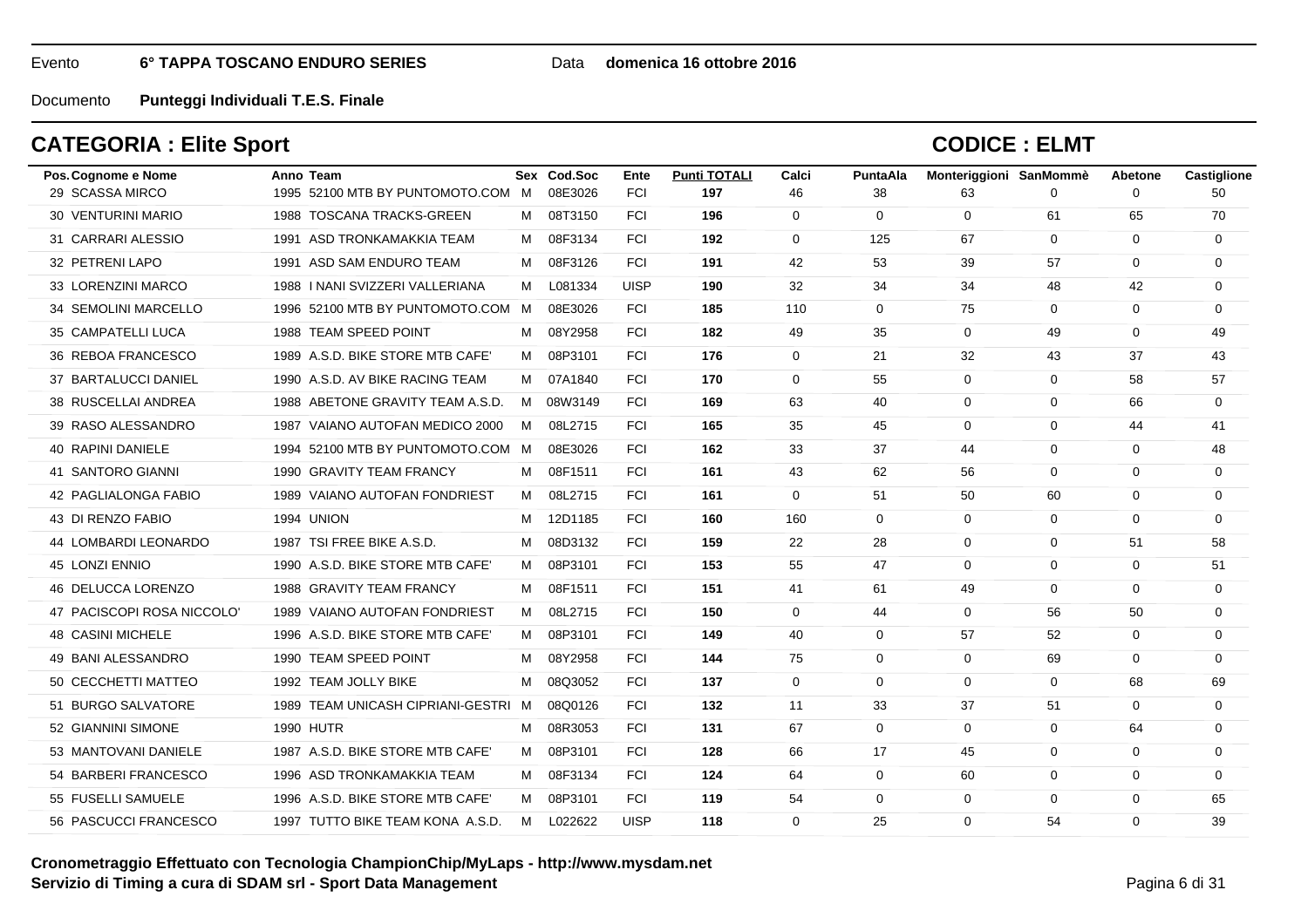Evento **6° TAPPA TOSCANO ENDURO SERIES** Data **domenica 16 ottobre 2016**

Documento **Punteggi Individuali T.E.S. Finale**

## CATEGORIA : Elite Sport

## CODICE : ELMT

| Pos. | Cognome e Nome | Anno | Team | Sex | Cod.Soc | Ente | Punti TOTALI | Calci | PuntaAla | Monteriggioni | SanMommè | Abetone | Castiglione |
|---|---|---|---|---|---|---|---|---|---|---|---|---|---|
| 29 | SCASSA MIRCO | 1995 | 52100 MTB BY PUNTOMOTO.COM | M | 08E3026 | FCI | **197** | 46 | 38 | 63 | 0 | 0 | 50 |
| 30 | VENTURINI MARIO | 1988 | TOSCANA TRACKS-GREEN | M | 08T3150 | FCI | **196** | 0 | 0 | 0 | 61 | 65 | 70 |
| 31 | CARRARI ALESSIO | 1991 | ASD TRONKAMAKKIA TEAM | M | 08F3134 | FCI | **192** | 0 | 125 | 67 | 0 | 0 | 0 |
| 32 | PETRENI LAPO | 1991 | ASD SAM ENDURO TEAM | M | 08F3126 | FCI | **191** | 42 | 53 | 39 | 57 | 0 | 0 |
| 33 | LORENZINI MARCO | 1988 | I NANI SVIZZERI VALLERIANA | M | L081334 | UISP | **190** | 32 | 34 | 34 | 48 | 42 | 0 |
| 34 | SEMOLINI MARCELLO | 1996 | 52100 MTB BY PUNTOMOTO.COM | M | 08E3026 | FCI | **185** | 110 | 0 | 75 | 0 | 0 | 0 |
| 35 | CAMPATELLI LUCA | 1988 | TEAM SPEED POINT | M | 08Y2958 | FCI | **182** | 49 | 35 | 0 | 49 | 0 | 49 |
| 36 | REBOA FRANCESCO | 1989 | A.S.D. BIKE STORE MTB CAFE' | M | 08P3101 | FCI | **176** | 0 | 21 | 32 | 43 | 37 | 43 |
| 37 | BARTALUCCI DANIEL | 1990 | A.S.D. AV BIKE RACING TEAM | M | 07A1840 | FCI | **170** | 0 | 55 | 0 | 0 | 58 | 57 |
| 38 | RUSCELLAI ANDREA | 1988 | ABETONE GRAVITY TEAM A.S.D. | M | 08W3149 | FCI | **169** | 63 | 40 | 0 | 0 | 66 | 0 |
| 39 | RASO ALESSANDRO | 1987 | VAIANO AUTOFAN MEDICO 2000 | M | 08L2715 | FCI | **165** | 35 | 45 | 0 | 0 | 44 | 41 |
| 40 | RAPINI DANIELE | 1994 | 52100 MTB BY PUNTOMOTO.COM | M | 08E3026 | FCI | **162** | 33 | 37 | 44 | 0 | 0 | 48 |
| 41 | SANTORO GIANNI | 1990 | GRAVITY TEAM FRANCY | M | 08F1511 | FCI | **161** | 43 | 62 | 56 | 0 | 0 | 0 |
| 42 | PAGLIALONGA FABIO | 1989 | VAIANO AUTOFAN FONDRIEST | M | 08L2715 | FCI | **161** | 0 | 51 | 50 | 60 | 0 | 0 |
| 43 | DI RENZO FABIO | 1994 | UNION | M | 12D1185 | FCI | **160** | 160 | 0 | 0 | 0 | 0 | 0 |
| 44 | LOMBARDI LEONARDO | 1987 | TSI FREE BIKE A.S.D. | M | 08D3132 | FCI | **159** | 22 | 28 | 0 | 0 | 51 | 58 |
| 45 | LONZI ENNIO | 1990 | A.S.D. BIKE STORE MTB CAFE' | M | 08P3101 | FCI | **153** | 55 | 47 | 0 | 0 | 0 | 51 |
| 46 | DELUCCA LORENZO | 1988 | GRAVITY TEAM FRANCY | M | 08F1511 | FCI | **151** | 41 | 61 | 49 | 0 | 0 | 0 |
| 47 | PACISCOPI ROSA NICCOLO' | 1989 | VAIANO AUTOFAN FONDRIEST | M | 08L2715 | FCI | **150** | 0 | 44 | 0 | 56 | 50 | 0 |
| 48 | CASINI MICHELE | 1996 | A.S.D. BIKE STORE MTB CAFE' | M | 08P3101 | FCI | **149** | 40 | 0 | 57 | 52 | 0 | 0 |
| 49 | BANI ALESSANDRO | 1990 | TEAM SPEED POINT | M | 08Y2958 | FCI | **144** | 75 | 0 | 0 | 69 | 0 | 0 |
| 50 | CECCHETTI MATTEO | 1992 | TEAM JOLLY BIKE | M | 08Q3052 | FCI | **137** | 0 | 0 | 0 | 0 | 68 | 69 |
| 51 | BURGO SALVATORE | 1989 | TEAM UNICASH CIPRIANI-GESTRI | M | 08Q0126 | FCI | **132** | 11 | 33 | 37 | 51 | 0 | 0 |
| 52 | GIANNINI SIMONE | 1990 | HUTR | M | 08R3053 | FCI | **131** | 67 | 0 | 0 | 0 | 64 | 0 |
| 53 | MANTOVANI DANIELE | 1987 | A.S.D. BIKE STORE MTB CAFE' | M | 08P3101 | FCI | **128** | 66 | 17 | 45 | 0 | 0 | 0 |
| 54 | BARBERI FRANCESCO | 1996 | ASD TRONKAMAKKIA TEAM | M | 08F3134 | FCI | **124** | 64 | 0 | 60 | 0 | 0 | 0 |
| 55 | FUSELLI SAMUELE | 1996 | A.S.D. BIKE STORE MTB CAFE' | M | 08P3101 | FCI | **119** | 54 | 0 | 0 | 0 | 0 | 65 |
| 56 | PASCUCCI FRANCESCO | 1997 | TUTTO BIKE TEAM KONA A.S.D. | M | L022622 | UISP | **118** | 0 | 25 | 0 | 54 | 0 | 39 |

**Cronometraggio Effettuato con Tecnologia ChampionChip/MyLaps - http://www.mysdam.net**
**Servizio di Timing a cura di SDAM srl - Sport Data Management**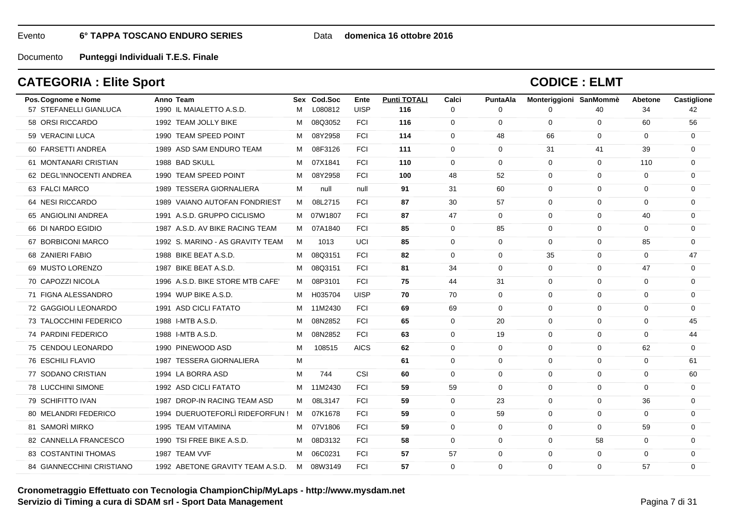Evento **6° TAPPA TOSCANO ENDURO SERIES** Data **domenica 16 ottobre 2016**

Documento **Punteggi Individuali T.E.S. Finale**

## CATEGORIA : Elite Sport

## CODICE : ELMT

| Pos. | Cognome e Nome | Anno | Team | Sex | Cod.Soc | Ente | Punti TOTALI | Calci | PuntaAla | Monteriggioni | SanMommè | Abetone | Castiglione |
|---|---|---|---|---|---|---|---|---|---|---|---|---|---|
| 57 | STEFANELLI GIANLUCA | 1990 | IL MAIALETTO A.S.D. | M | L080812 | UISP | **116** | 0 | 0 | 0 | 40 | 34 | 42 |
| 58 | ORSI RICCARDO | 1992 | TEAM JOLLY BIKE | M | 08Q3052 | FCI | **116** | 0 | 0 | 0 | 0 | 60 | 56 |
| 59 | VERACINI LUCA | 1990 | TEAM SPEED POINT | M | 08Y2958 | FCI | **114** | 0 | 48 | 66 | 0 | 0 | 0 |
| 60 | FARSETTI ANDREA | 1989 | ASD SAM ENDURO TEAM | M | 08F3126 | FCI | **111** | 0 | 0 | 31 | 41 | 39 | 0 |
| 61 | MONTANARI CRISTIAN | 1988 | BAD SKULL | M | 07X1841 | FCI | **110** | 0 | 0 | 0 | 0 | 110 | 0 |
| 62 | DEGL'INNOCENTI ANDREA | 1990 | TEAM SPEED POINT | M | 08Y2958 | FCI | **100** | 48 | 52 | 0 | 0 | 0 | 0 |
| 63 | FALCI MARCO | 1989 | TESSERA GIORNALIERA | M | null | null | **91** | 31 | 60 | 0 | 0 | 0 | 0 |
| 64 | NESI RICCARDO | 1989 | VAIANO AUTOFAN FONDRIEST | M | 08L2715 | FCI | **87** | 30 | 57 | 0 | 0 | 0 | 0 |
| 65 | ANGIOLINI ANDREA | 1991 | A.S.D. GRUPPO CICLISMO | M | 07W1807 | FCI | **87** | 47 | 0 | 0 | 0 | 40 | 0 |
| 66 | DI NARDO EGIDIO | 1987 | A.S.D. AV BIKE RACING TEAM | M | 07A1840 | FCI | **85** | 0 | 85 | 0 | 0 | 0 | 0 |
| 67 | BORBICONI MARCO | 1992 | S. MARINO - AS GRAVITY TEAM | M | 1013 | UCI | **85** | 0 | 0 | 0 | 0 | 85 | 0 |
| 68 | ZANIERI FABIO | 1988 | BIKE BEAT A.S.D. | M | 08Q3151 | FCI | **82** | 0 | 0 | 35 | 0 | 0 | 47 |
| 69 | MUSTO LORENZO | 1987 | BIKE BEAT A.S.D. | M | 08Q3151 | FCI | **81** | 34 | 0 | 0 | 0 | 47 | 0 |
| 70 | CAPOZZI NICOLA | 1996 | A.S.D. BIKE STORE MTB CAFE' | M | 08P3101 | FCI | **75** | 44 | 31 | 0 | 0 | 0 | 0 |
| 71 | FIGNA ALESSANDRO | 1994 | WUP BIKE A.S.D. | M | H035704 | UISP | **70** | 70 | 0 | 0 | 0 | 0 | 0 |
| 72 | GAGGIOLI LEONARDO | 1991 | ASD CICLI FATATO | M | 11M2430 | FCI | **69** | 69 | 0 | 0 | 0 | 0 | 0 |
| 73 | TALOCCHINI FEDERICO | 1988 | I-MTB A.S.D. | M | 08N2852 | FCI | **65** | 0 | 20 | 0 | 0 | 0 | 45 |
| 74 | PARDINI FEDERICO | 1988 | I-MTB A.S.D. | M | 08N2852 | FCI | **63** | 0 | 19 | 0 | 0 | 0 | 44 |
| 75 | CENDOU LEONARDO | 1990 | PINEWOOD ASD | M | 108515 | AICS | **62** | 0 | 0 | 0 | 0 | 62 | 0 |
| 76 | ESCHILI FLAVIO | 1987 | TESSERA GIORNALIERA | M | | | **61** | 0 | 0 | 0 | 0 | 0 | 61 |
| 77 | SODANO CRISTIAN | 1994 | LA BORRA ASD | M | 744 | CSI | **60** | 0 | 0 | 0 | 0 | 0 | 60 |
| 78 | LUCCHINI SIMONE | 1992 | ASD CICLI FATATO | M | 11M2430 | FCI | **59** | 59 | 0 | 0 | 0 | 0 | 0 |
| 79 | SCHIFITTO IVAN | 1987 | DROP-IN RACING TEAM ASD | M | 08L3147 | FCI | **59** | 0 | 23 | 0 | 0 | 36 | 0 |
| 80 | MELANDRI FEDERICO | 1994 | DUERUOTEFORLÌ RIDEFORFUN ! | M | 07K1678 | FCI | **59** | 0 | 59 | 0 | 0 | 0 | 0 |
| 81 | SAMORÌ MIRKO | 1995 | TEAM VITAMINA | M | 07V1806 | FCI | **59** | 0 | 0 | 0 | 0 | 59 | 0 |
| 82 | CANNELLA FRANCESCO | 1990 | TSI FREE BIKE A.S.D. | M | 08D3132 | FCI | **58** | 0 | 0 | 0 | 58 | 0 | 0 |
| 83 | COSTANTINI THOMAS | 1987 | TEAM VVF | M | 06C0231 | FCI | **57** | 57 | 0 | 0 | 0 | 0 | 0 |
| 84 | GIANNECCHINI CRISTIANO | 1992 | ABETONE GRAVITY TEAM A.S.D. | M | 08W3149 | FCI | **57** | 0 | 0 | 0 | 0 | 57 | 0 |

**Cronometraggio Effettuato con Tecnologia ChampionChip/MyLaps - http://www.mysdam.net**
**Servizio di Timing a cura di SDAM srl - Sport Data Management**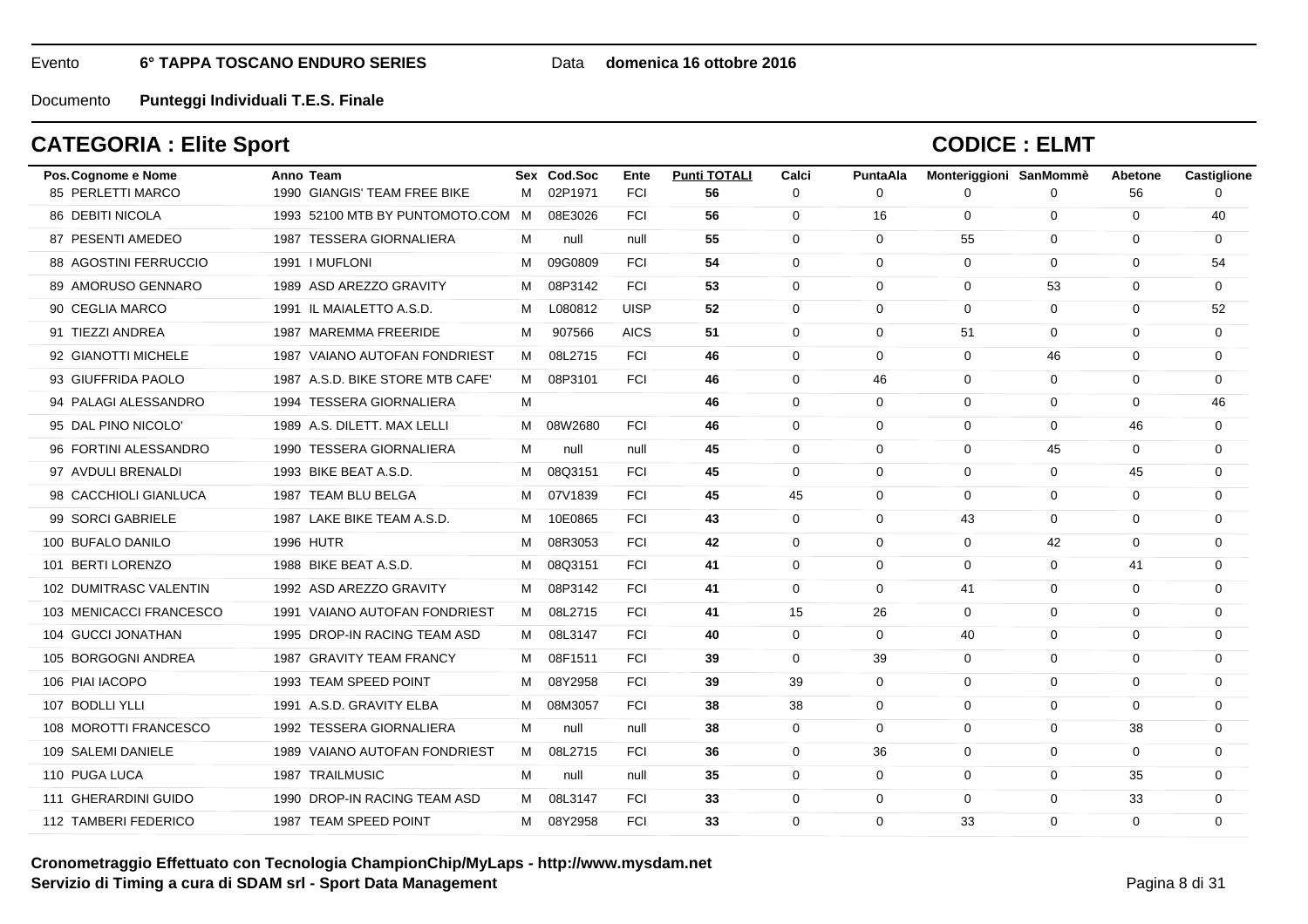Evento **6° TAPPA TOSCANO ENDURO SERIES** Data **domenica 16 ottobre 2016**

Documento **Punteggi Individuali T.E.S. Finale**

## CATEGORIA : Elite Sport

## CODICE : ELMT

| Pos. | Cognome e Nome | Anno | Team | Sex | Cod.Soc | Ente | Punti TOTALI | Calci | PuntaAla | Monteriggioni | SanMommè | Abetone | Castiglione |
|---|---|---|---|---|---|---|---|---|---|---|---|---|---|
| 85 | PERLETTI MARCO | 1990 | GIANGIS' TEAM FREE BIKE | M | 02P1971 | FCI | **56** | 0 | 0 | 0 | 0 | 56 | 0 |
| 86 | DEBITI NICOLA | 1993 | 52100 MTB BY PUNTOMOTO.COM | M | 08E3026 | FCI | **56** | 0 | 16 | 0 | 0 | 0 | 40 |
| 87 | PESENTI AMEDEO | 1987 | TESSERA GIORNALIERA | M | null | null | **55** | 0 | 0 | 55 | 0 | 0 | 0 |
| 88 | AGOSTINI FERRUCCIO | 1991 | I MUFLONI | M | 09G0809 | FCI | **54** | 0 | 0 | 0 | 0 | 0 | 54 |
| 89 | AMORUSO GENNARO | 1989 | ASD AREZZO GRAVITY | M | 08P3142 | FCI | **53** | 0 | 0 | 0 | 53 | 0 | 0 |
| 90 | CEGLIA MARCO | 1991 | IL MAIALETTO A.S.D. | M | L080812 | UISP | **52** | 0 | 0 | 0 | 0 | 0 | 52 |
| 91 | TIEZZI ANDREA | 1987 | MAREMMA FREERIDE | M | 907566 | AICS | **51** | 0 | 0 | 51 | 0 | 0 | 0 |
| 92 | GIANOTTI MICHELE | 1987 | VAIANO AUTOFAN FONDRIEST | M | 08L2715 | FCI | **46** | 0 | 0 | 0 | 46 | 0 | 0 |
| 93 | GIUFFRIDA PAOLO | 1987 | A.S.D. BIKE STORE MTB CAFE' | M | 08P3101 | FCI | **46** | 0 | 46 | 0 | 0 | 0 | 0 |
| 94 | PALAGI ALESSANDRO | 1994 | TESSERA GIORNALIERA | M | | | **46** | 0 | 0 | 0 | 0 | 0 | 46 |
| 95 | DAL PINO NICOLO' | 1989 | A.S. DILETT. MAX LELLI | M | 08W2680 | FCI | **46** | 0 | 0 | 0 | 0 | 46 | 0 |
| 96 | FORTINI ALESSANDRO | 1990 | TESSERA GIORNALIERA | M | null | null | **45** | 0 | 0 | 0 | 45 | 0 | 0 |
| 97 | AVDULI BRENALDI | 1993 | BIKE BEAT A.S.D. | M | 08Q3151 | FCI | **45** | 0 | 0 | 0 | 0 | 45 | 0 |
| 98 | CACCHIOLI GIANLUCA | 1987 | TEAM BLU BELGA | M | 07V1839 | FCI | **45** | 45 | 0 | 0 | 0 | 0 | 0 |
| 99 | SORCI GABRIELE | 1987 | LAKE BIKE TEAM A.S.D. | M | 10E0865 | FCI | **43** | 0 | 0 | 43 | 0 | 0 | 0 |
| 100 | BUFALO DANILO | 1996 | HUTR | M | 08R3053 | FCI | **42** | 0 | 0 | 0 | 42 | 0 | 0 |
| 101 | BERTI LORENZO | 1988 | BIKE BEAT A.S.D. | M | 08Q3151 | FCI | **41** | 0 | 0 | 0 | 0 | 41 | 0 |
| 102 | DUMITRASC VALENTIN | 1992 | ASD AREZZO GRAVITY | M | 08P3142 | FCI | **41** | 0 | 0 | 41 | 0 | 0 | 0 |
| 103 | MENICACCI FRANCESCO | 1991 | VAIANO AUTOFAN FONDRIEST | M | 08L2715 | FCI | **41** | 15 | 26 | 0 | 0 | 0 | 0 |
| 104 | GUCCI JONATHAN | 1995 | DROP-IN RACING TEAM ASD | M | 08L3147 | FCI | **40** | 0 | 0 | 40 | 0 | 0 | 0 |
| 105 | BORGOGNI ANDREA | 1987 | GRAVITY TEAM FRANCY | M | 08F1511 | FCI | **39** | 0 | 39 | 0 | 0 | 0 | 0 |
| 106 | PIAI IACOPO | 1993 | TEAM SPEED POINT | M | 08Y2958 | FCI | **39** | 39 | 0 | 0 | 0 | 0 | 0 |
| 107 | BODLLI YLLI | 1991 | A.S.D. GRAVITY ELBA | M | 08M3057 | FCI | **38** | 38 | 0 | 0 | 0 | 0 | 0 |
| 108 | MOROTTI FRANCESCO | 1992 | TESSERA GIORNALIERA | M | null | null | **38** | 0 | 0 | 0 | 0 | 38 | 0 |
| 109 | SALEMI DANIELE | 1989 | VAIANO AUTOFAN FONDRIEST | M | 08L2715 | FCI | **36** | 0 | 36 | 0 | 0 | 0 | 0 |
| 110 | PUGA LUCA | 1987 | TRAILMUSIC | M | null | null | **35** | 0 | 0 | 0 | 0 | 35 | 0 |
| 111 | GHERARDINI GUIDO | 1990 | DROP-IN RACING TEAM ASD | M | 08L3147 | FCI | **33** | 0 | 0 | 0 | 0 | 33 | 0 |
| 112 | TAMBERI FEDERICO | 1987 | TEAM SPEED POINT | M | 08Y2958 | FCI | **33** | 0 | 0 | 33 | 0 | 0 | 0 |

**Cronometraggio Effettuato con Tecnologia ChampionChip/MyLaps - http://www.mysdam.net**
**Servizio di Timing a cura di SDAM srl - Sport Data Management**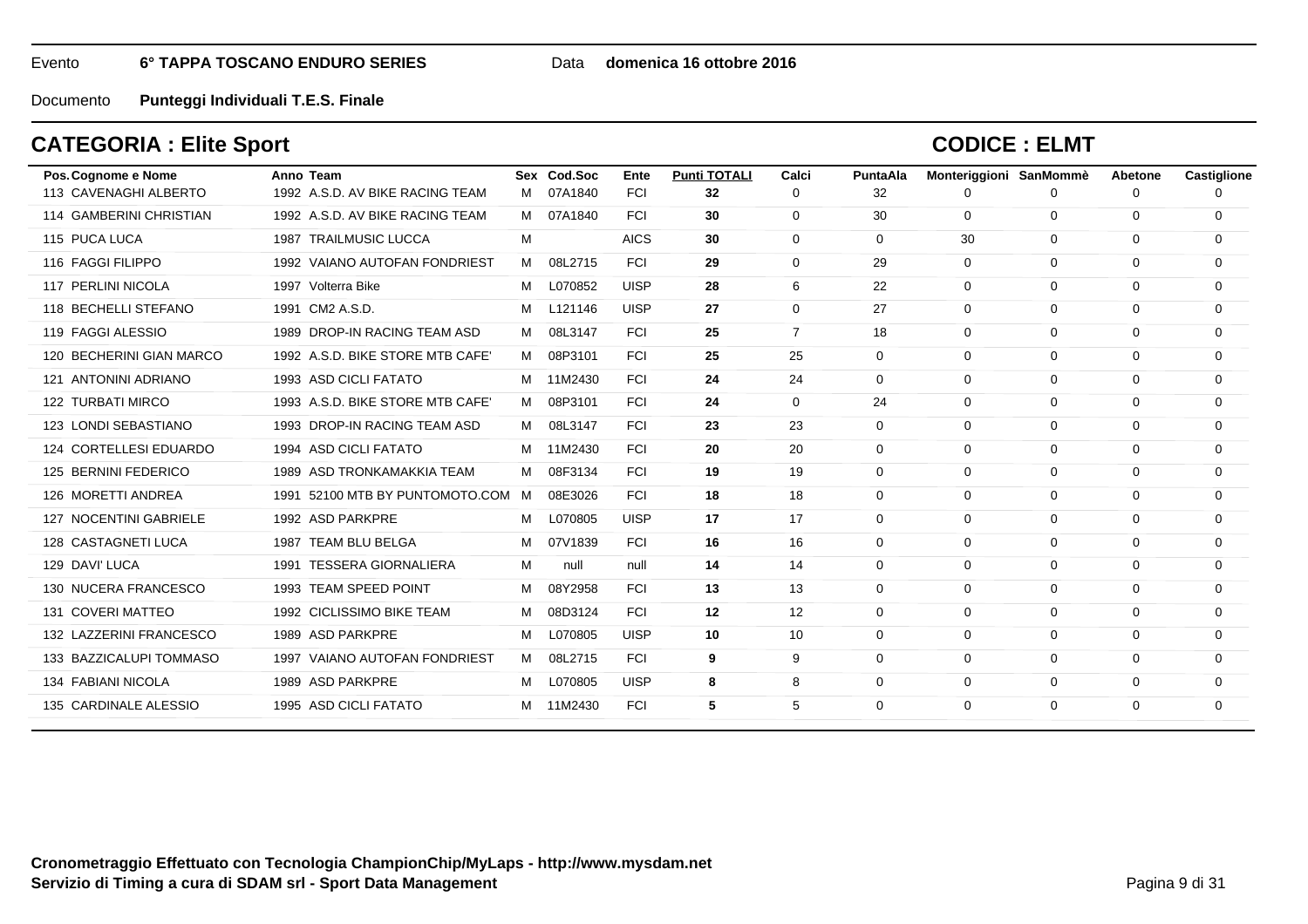Evento **6° TAPPA TOSCANO ENDURO SERIES** Data **domenica 16 ottobre 2016**

Documento **Punteggi Individuali T.E.S. Finale**

## CATEGORIA : Elite Sport

## CODICE : ELMT

| Pos. | Cognome e Nome | Anno | Team | Sex | Cod.Soc | Ente | Punti TOTALI | Calci | PuntaAla | Monteriggioni | SanMommè | Abetone | Castiglione |
|---|---|---|---|---|---|---|---|---|---|---|---|---|---|
| 113 | CAVENAGHI ALBERTO | 1992 | A.S.D. AV BIKE RACING TEAM | M | 07A1840 | FCI | **32** | 0 | 32 | 0 | 0 | 0 | 0 |
| 114 | GAMBERINI CHRISTIAN | 1992 | A.S.D. AV BIKE RACING TEAM | M | 07A1840 | FCI | **30** | 0 | 30 | 0 | 0 | 0 | 0 |
| 115 | PUCA LUCA | 1987 | TRAILMUSIC LUCCA | M | | AICS | **30** | 0 | 0 | 30 | 0 | 0 | 0 |
| 116 | FAGGI FILIPPO | 1992 | VAIANO AUTOFAN FONDRIEST | M | 08L2715 | FCI | **29** | 0 | 29 | 0 | 0 | 0 | 0 |
| 117 | PERLINI NICOLA | 1997 | Volterra Bike | M | L070852 | UISP | **28** | 6 | 22 | 0 | 0 | 0 | 0 |
| 118 | BECHELLI STEFANO | 1991 | CM2 A.S.D. | M | L121146 | UISP | **27** | 0 | 27 | 0 | 0 | 0 | 0 |
| 119 | FAGGI ALESSIO | 1989 | DROP-IN RACING TEAM ASD | M | 08L3147 | FCI | **25** | 7 | 18 | 0 | 0 | 0 | 0 |
| 120 | BECHERINI GIAN MARCO | 1992 | A.S.D. BIKE STORE MTB CAFE' | M | 08P3101 | FCI | **25** | 25 | 0 | 0 | 0 | 0 | 0 |
| 121 | ANTONINI ADRIANO | 1993 | ASD CICLI FATATO | M | 11M2430 | FCI | **24** | 24 | 0 | 0 | 0 | 0 | 0 |
| 122 | TURBATI MIRCO | 1993 | A.S.D. BIKE STORE MTB CAFE' | M | 08P3101 | FCI | **24** | 0 | 24 | 0 | 0 | 0 | 0 |
| 123 | LONDI SEBASTIANO | 1993 | DROP-IN RACING TEAM ASD | M | 08L3147 | FCI | **23** | 23 | 0 | 0 | 0 | 0 | 0 |
| 124 | CORTELLESI EDUARDO | 1994 | ASD CICLI FATATO | M | 11M2430 | FCI | **20** | 20 | 0 | 0 | 0 | 0 | 0 |
| 125 | BERNINI FEDERICO | 1989 | ASD TRONKAMAKKIA TEAM | M | 08F3134 | FCI | **19** | 19 | 0 | 0 | 0 | 0 | 0 |
| 126 | MORETTI ANDREA | 1991 | 52100 MTB BY PUNTOMOTO.COM | M | 08E3026 | FCI | **18** | 18 | 0 | 0 | 0 | 0 | 0 |
| 127 | NOCENTINI GABRIELE | 1992 | ASD PARKPRE | M | L070805 | UISP | **17** | 17 | 0 | 0 | 0 | 0 | 0 |
| 128 | CASTAGNETI LUCA | 1987 | TEAM BLU BELGA | M | 07V1839 | FCI | **16** | 16 | 0 | 0 | 0 | 0 | 0 |
| 129 | DAVI' LUCA | 1991 | TESSERA GIORNALIERA | M | null | null | **14** | 14 | 0 | 0 | 0 | 0 | 0 |
| 130 | NUCERA FRANCESCO | 1993 | TEAM SPEED POINT | M | 08Y2958 | FCI | **13** | 13 | 0 | 0 | 0 | 0 | 0 |
| 131 | COVERI MATTEO | 1992 | CICLISSIMO BIKE TEAM | M | 08D3124 | FCI | **12** | 12 | 0 | 0 | 0 | 0 | 0 |
| 132 | LAZZERINI FRANCESCO | 1989 | ASD PARKPRE | M | L070805 | UISP | **10** | 10 | 0 | 0 | 0 | 0 | 0 |
| 133 | BAZZICALUPI TOMMASO | 1997 | VAIANO AUTOFAN FONDRIEST | M | 08L2715 | FCI | **9** | 9 | 0 | 0 | 0 | 0 | 0 |
| 134 | FABIANI NICOLA | 1989 | ASD PARKPRE | M | L070805 | UISP | **8** | 8 | 0 | 0 | 0 | 0 | 0 |
| 135 | CARDINALE ALESSIO | 1995 | ASD CICLI FATATO | M | 11M2430 | FCI | **5** | 5 | 0 | 0 | 0 | 0 | 0 |

**Cronometraggio Effettuato con Tecnologia ChampionChip/MyLaps - http://www.mysdam.net**
**Servizio di Timing a cura di SDAM srl - Sport Data Management**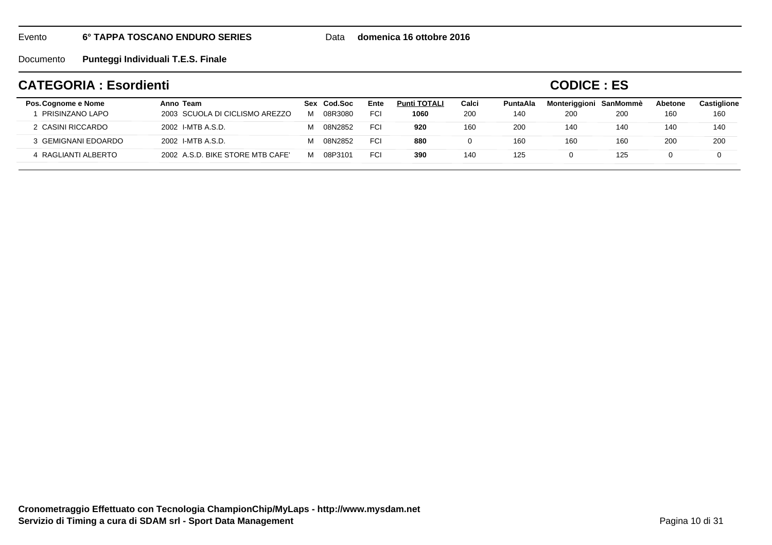Evento **6° TAPPA TOSCANO ENDURO SERIES** Data **domenica 16 ottobre 2016**

Documento **Punteggi Individuali T.E.S. Finale**

## CATEGORIA : Esordienti

## CODICE : ES

| Pos. | Cognome e Nome | Anno | Team | Sex | Cod.Soc | Ente | Punti TOTALI | Calci | PuntaAla | Monteriggioni | SanMommè | Abetone | Castiglione |
|---|---|---|---|---|---|---|---|---|---|---|---|---|---|
| 1 | PRISINZANO LAPO | 2003 | SCUOLA DI CICLISMO AREZZO | M | 08R3080 | FCI | **1060** | 200 | 140 | 200 | 200 | 160 | 160 |
| 2 | CASINI RICCARDO | 2002 | I-MTB A.S.D. | M | 08N2852 | FCI | **920** | 160 | 200 | 140 | 140 | 140 | 140 |
| 3 | GEMIGNANI EDOARDO | 2002 | I-MTB A.S.D. | M | 08N2852 | FCI | **880** | 0 | 160 | 160 | 160 | 200 | 200 |
| 4 | RAGLIANTI ALBERTO | 2002 | A.S.D. BIKE STORE MTB CAFE' | M | 08P3101 | FCI | **390** | 140 | 125 | 0 | 125 | 0 | 0 |

**Cronometraggio Effettuato con Tecnologia ChampionChip/MyLaps - http://www.mysdam.net**
**Servizio di Timing a cura di SDAM srl - Sport Data Management**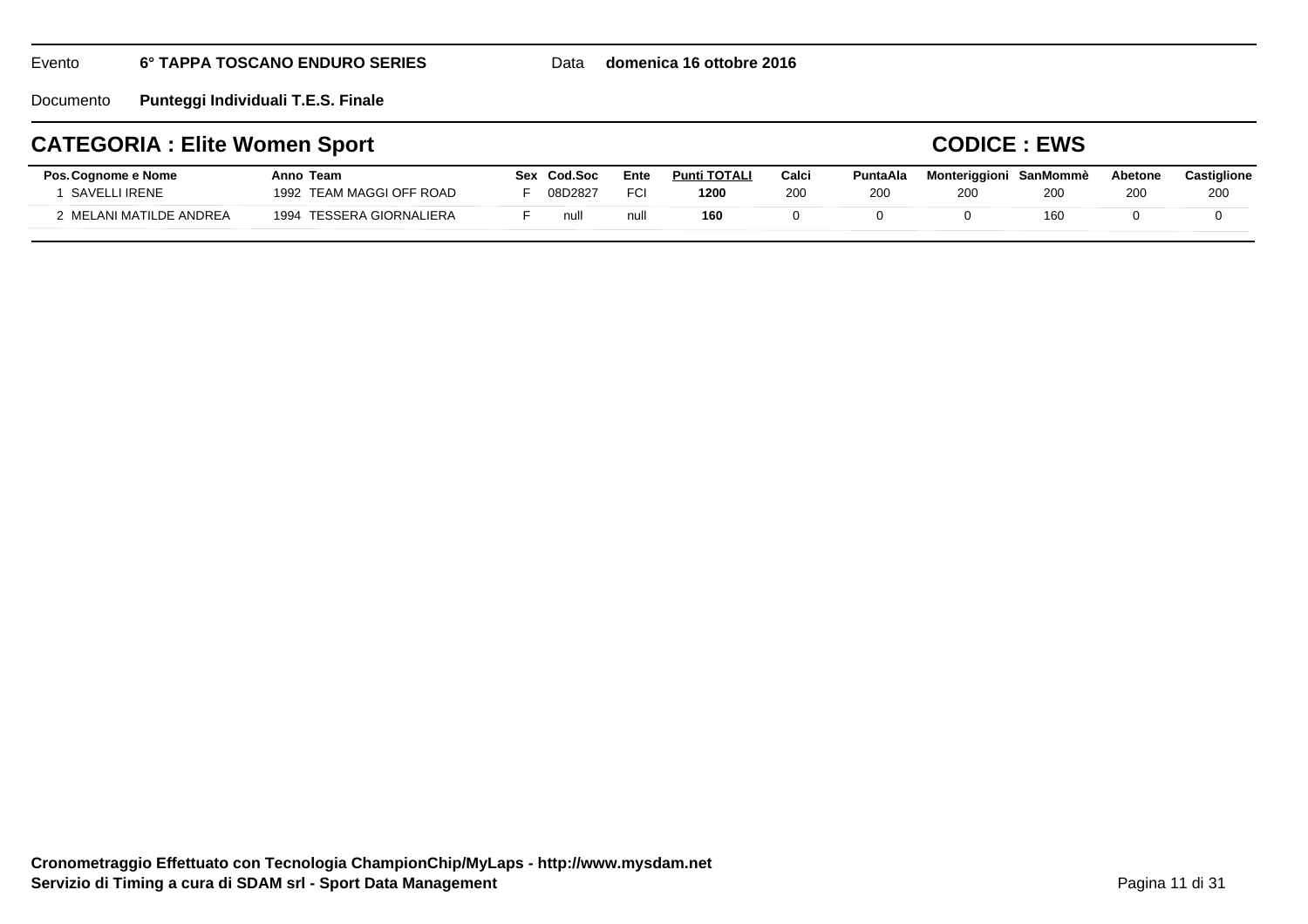Evento **6° TAPPA TOSCANO ENDURO SERIES** Data **domenica 16 ottobre 2016**

Documento **Punteggi Individuali T.E.S. Finale**

## CATEGORIA : Elite Women Sport

## CODICE : EWS

| Pos. | Cognome e Nome | Anno | Team | Sex | Cod.Soc | Ente | Punti TOTALI | Calci | PuntaAla | Monteriggioni | SanMommè | Abetone | Castiglione |
|---|---|---|---|---|---|---|---|---|---|---|---|---|---|
| 1 | SAVELLI IRENE | 1992 | TEAM MAGGI OFF ROAD | F | 08D2827 | FCI | **1200** | 200 | 200 | 200 | 200 | 200 | 200 |
| 2 | MELANI MATILDE ANDREA | 1994 | TESSERA GIORNALIERA | F | null | null | **160** | 0 | 0 | 0 | 160 | 0 | 0 |

**Cronometraggio Effettuato con Tecnologia ChampionChip/MyLaps - http://www.mysdam.net**
**Servizio di Timing a cura di SDAM srl - Sport Data Management**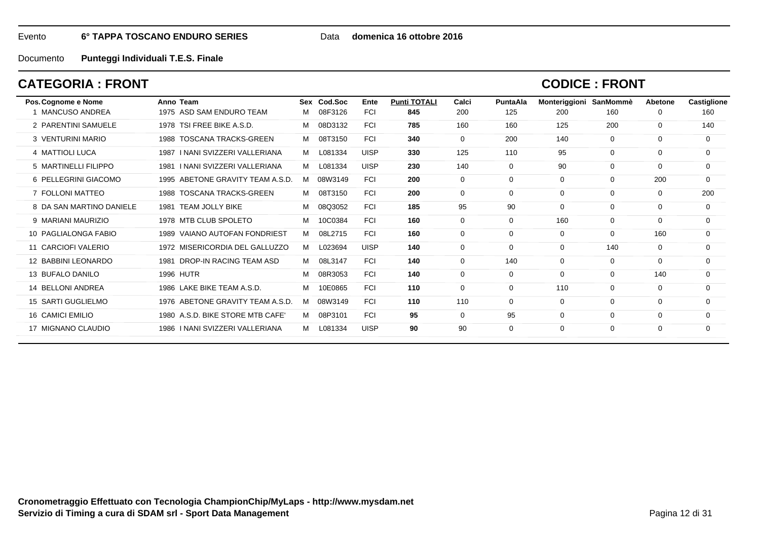Evento **6° TAPPA TOSCANO ENDURO SERIES** Data **domenica 16 ottobre 2016**

Documento **Punteggi Individuali T.E.S. Finale**

## CATEGORIA : FRONT

## CODICE : FRONT

| Pos. | Cognome e Nome | Anno | Team | Sex | Cod.Soc | Ente | Punti TOTALI | Calci | PuntaAla | Monteriggioni | SanMommè | Abetone | Castiglione |
|---|---|---|---|---|---|---|---|---|---|---|---|---|---|
| 1 | MANCUSO ANDREA | 1975 | ASD SAM ENDURO TEAM | M | 08F3126 | FCI | **845** | 200 | 125 | 200 | 160 | 0 | 160 |
| 2 | PARENTINI SAMUELE | 1978 | TSI FREE BIKE A.S.D. | M | 08D3132 | FCI | **785** | 160 | 160 | 125 | 200 | 0 | 140 |
| 3 | VENTURINI MARIO | 1988 | TOSCANA TRACKS-GREEN | M | 08T3150 | FCI | **340** | 0 | 200 | 140 | 0 | 0 | 0 |
| 4 | MATTIOLI LUCA | 1987 | I NANI SVIZZERI VALLERIANA | M | L081334 | UISP | **330** | 125 | 110 | 95 | 0 | 0 | 0 |
| 5 | MARTINELLI FILIPPO | 1981 | I NANI SVIZZERI VALLERIANA | M | L081334 | UISP | **230** | 140 | 0 | 90 | 0 | 0 | 0 |
| 6 | PELLEGRINI GIACOMO | 1995 | ABETONE GRAVITY TEAM A.S.D. | M | 08W3149 | FCI | **200** | 0 | 0 | 0 | 0 | 200 | 0 |
| 7 | FOLLONI MATTEO | 1988 | TOSCANA TRACKS-GREEN | M | 08T3150 | FCI | **200** | 0 | 0 | 0 | 0 | 0 | 200 |
| 8 | DA SAN MARTINO DANIELE | 1981 | TEAM JOLLY BIKE | M | 08Q3052 | FCI | **185** | 95 | 90 | 0 | 0 | 0 | 0 |
| 9 | MARIANI MAURIZIO | 1978 | MTB CLUB SPOLETO | M | 10C0384 | FCI | **160** | 0 | 0 | 160 | 0 | 0 | 0 |
| 10 | PAGLIALONGA FABIO | 1989 | VAIANO AUTOFAN FONDRIEST | M | 08L2715 | FCI | **160** | 0 | 0 | 0 | 0 | 160 | 0 |
| 11 | CARCIOFI VALERIO | 1972 | MISERICORDIA DEL GALLUZZO | M | L023694 | UISP | **140** | 0 | 0 | 0 | 140 | 0 | 0 |
| 12 | BABBINI LEONARDO | 1981 | DROP-IN RACING TEAM ASD | M | 08L3147 | FCI | **140** | 0 | 140 | 0 | 0 | 0 | 0 |
| 13 | BUFALO DANILO | 1996 | HUTR | M | 08R3053 | FCI | **140** | 0 | 0 | 0 | 0 | 140 | 0 |
| 14 | BELLONI ANDREA | 1986 | LAKE BIKE TEAM A.S.D. | M | 10E0865 | FCI | **110** | 0 | 0 | 110 | 0 | 0 | 0 |
| 15 | SARTI GUGLIELMO | 1976 | ABETONE GRAVITY TEAM A.S.D. | M | 08W3149 | FCI | **110** | 110 | 0 | 0 | 0 | 0 | 0 |
| 16 | CAMICI EMILIO | 1980 | A.S.D. BIKE STORE MTB CAFE' | M | 08P3101 | FCI | **95** | 0 | 95 | 0 | 0 | 0 | 0 |
| 17 | MIGNANO CLAUDIO | 1986 | I NANI SVIZZERI VALLERIANA | M | L081334 | UISP | **90** | 90 | 0 | 0 | 0 | 0 | 0 |

**Cronometraggio Effettuato con Tecnologia ChampionChip/MyLaps - http://www.mysdam.net**
**Servizio di Timing a cura di SDAM srl - Sport Data Management**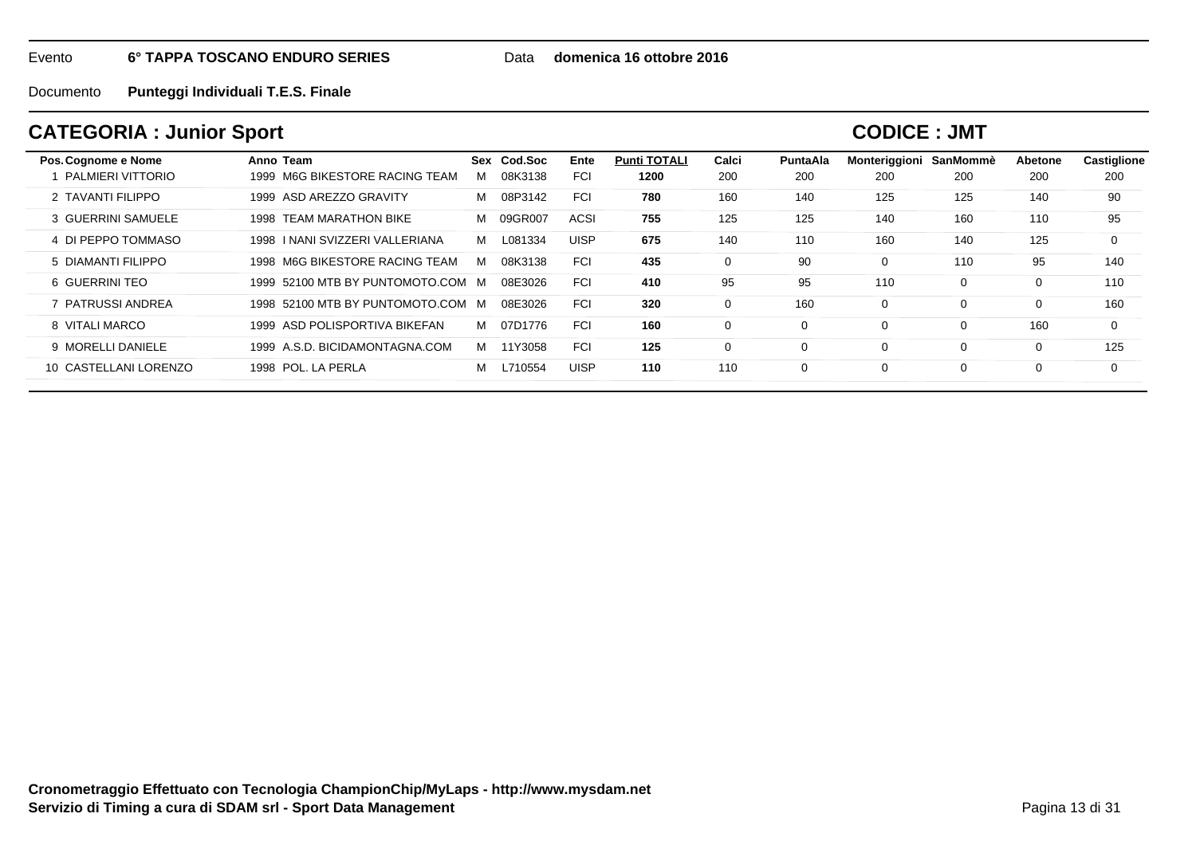Evento **6° TAPPA TOSCANO ENDURO SERIES** Data **domenica 16 ottobre 2016**

Documento **Punteggi Individuali T.E.S. Finale**

## CATEGORIA : Junior Sport

## CODICE : JMT

| Pos. | Cognome e Nome | Anno | Team | Sex | Cod.Soc | Ente | Punti TOTALI | Calci | PuntaAla | Monteriggioni | SanMommè | Abetone | Castiglione |
|---|---|---|---|---|---|---|---|---|---|---|---|---|---|
| 1 | PALMIERI VITTORIO | 1999 | M6G BIKESTORE RACING TEAM | M | 08K3138 | FCI | **1200** | 200 | 200 | 200 | 200 | 200 | 200 |
| 2 | TAVANTI FILIPPO | 1999 | ASD AREZZO GRAVITY | M | 08P3142 | FCI | **780** | 160 | 140 | 125 | 125 | 140 | 90 |
| 3 | GUERRINI SAMUELE | 1998 | TEAM MARATHON BIKE | M | 09GR007 | ACSI | **755** | 125 | 125 | 140 | 160 | 110 | 95 |
| 4 | DI PEPPO TOMMASO | 1998 | I NANI SVIZZERI VALLERIANA | M | L081334 | UISP | **675** | 140 | 110 | 160 | 140 | 125 | 0 |
| 5 | DIAMANTI FILIPPO | 1998 | M6G BIKESTORE RACING TEAM | M | 08K3138 | FCI | **435** | 0 | 90 | 0 | 110 | 95 | 140 |
| 6 | GUERRINI TEO | 1999 | 52100 MTB BY PUNTOMOTO.COM | M | 08E3026 | FCI | **410** | 95 | 95 | 110 | 0 | 0 | 110 |
| 7 | PATRUSSI ANDREA | 1998 | 52100 MTB BY PUNTOMOTO.COM | M | 08E3026 | FCI | **320** | 0 | 160 | 0 | 0 | 0 | 160 |
| 8 | VITALI MARCO | 1999 | ASD POLISPORTIVA BIKEFAN | M | 07D1776 | FCI | **160** | 0 | 0 | 0 | 0 | 160 | 0 |
| 9 | MORELLI DANIELE | 1999 | A.S.D. BICIDAMONTAGNA.COM | M | 11Y3058 | FCI | **125** | 0 | 0 | 0 | 0 | 0 | 125 |
| 10 | CASTELLANI LORENZO | 1998 | POL. LA PERLA | M | L710554 | UISP | **110** | 110 | 0 | 0 | 0 | 0 | 0 |

**Cronometraggio Effettuato con Tecnologia ChampionChip/MyLaps - http://www.mysdam.net**
**Servizio di Timing a cura di SDAM srl - Sport Data Management**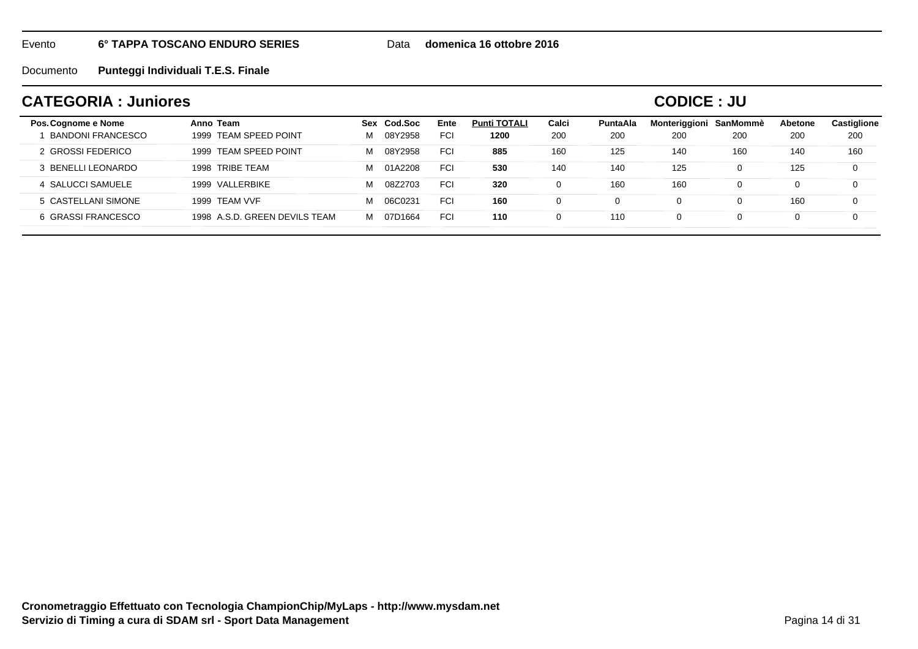Evento **6° TAPPA TOSCANO ENDURO SERIES** Data **domenica 16 ottobre 2016**

Documento **Punteggi Individuali T.E.S. Finale**

## CATEGORIA : Juniores

## CODICE : JU

| Pos. | Cognome e Nome | Anno | Team | Sex | Cod.Soc | Ente | Punti TOTALI | Calci | PuntaAla | Monteriggioni | SanMommè | Abetone | Castiglione |
|---|---|---|---|---|---|---|---|---|---|---|---|---|---|
| 1 | BANDONI FRANCESCO | 1999 | TEAM SPEED POINT | M | 08Y2958 | FCI | **1200** | 200 | 200 | 200 | 200 | 200 | 200 |
| 2 | GROSSI FEDERICO | 1999 | TEAM SPEED POINT | M | 08Y2958 | FCI | **885** | 160 | 125 | 140 | 160 | 140 | 160 |
| 3 | BENELLI LEONARDO | 1998 | TRIBE TEAM | M | 01A2208 | FCI | **530** | 140 | 140 | 125 | 0 | 125 | 0 |
| 4 | SALUCCI SAMUELE | 1999 | VALLERBIKE | M | 08Z2703 | FCI | **320** | 0 | 160 | 160 | 0 | 0 | 0 |
| 5 | CASTELLANI SIMONE | 1999 | TEAM VVF | M | 06C0231 | FCI | **160** | 0 | 0 | 0 | 0 | 160 | 0 |
| 6 | GRASSI FRANCESCO | 1998 | A.S.D. GREEN DEVILS TEAM | M | 07D1664 | FCI | **110** | 0 | 110 | 0 | 0 | 0 | 0 |

**Cronometraggio Effettuato con Tecnologia ChampionChip/MyLaps - http://www.mysdam.net**
**Servizio di Timing a cura di SDAM srl - Sport Data Management**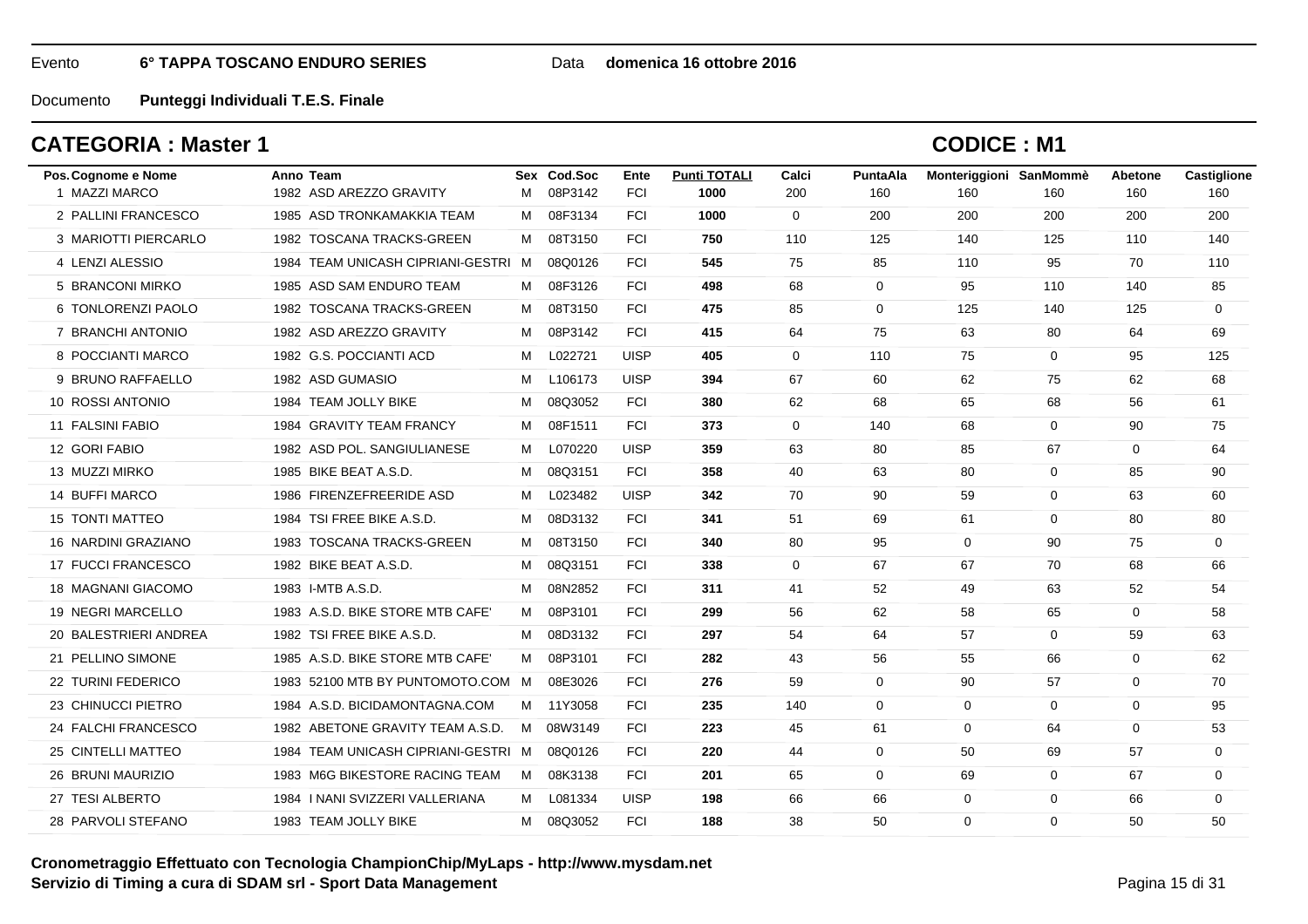Evento **6° TAPPA TOSCANO ENDURO SERIES** Data **domenica 16 ottobre 2016**

Documento **Punteggi Individuali T.E.S. Finale**

## CATEGORIA : Master 1

## CODICE : M1

| Pos. | Cognome e Nome | Anno | Team | Sex | Cod.Soc | Ente | Punti TOTALI | Calci | PuntaAla | Monteriggioni | SanMommè | Abetone | Castiglione |
|---|---|---|---|---|---|---|---|---|---|---|---|---|---|
| 1 | MAZZI MARCO | 1982 | ASD AREZZO GRAVITY | M | 08P3142 | FCI | **1000** | 200 | 160 | 160 | 160 | 160 | 160 |
| 2 | PALLINI FRANCESCO | 1985 | ASD TRONKAMAKKIA TEAM | M | 08F3134 | FCI | **1000** | 0 | 200 | 200 | 200 | 200 | 200 |
| 3 | MARIOTTI PIERCARLO | 1982 | TOSCANA TRACKS-GREEN | M | 08T3150 | FCI | **750** | 110 | 125 | 140 | 125 | 110 | 140 |
| 4 | LENZI ALESSIO | 1984 | TEAM UNICASH CIPRIANI-GESTRI | M | 08Q0126 | FCI | **545** | 75 | 85 | 110 | 95 | 70 | 110 |
| 5 | BRANCONI MIRKO | 1985 | ASD SAM ENDURO TEAM | M | 08F3126 | FCI | **498** | 68 | 0 | 95 | 110 | 140 | 85 |
| 6 | TONLORENZI PAOLO | 1982 | TOSCANA TRACKS-GREEN | M | 08T3150 | FCI | **475** | 85 | 0 | 125 | 140 | 125 | 0 |
| 7 | BRANCHI ANTONIO | 1982 | ASD AREZZO GRAVITY | M | 08P3142 | FCI | **415** | 64 | 75 | 63 | 80 | 64 | 69 |
| 8 | POCCIANTI MARCO | 1982 | G.S. POCCIANTI ACD | M | L022721 | UISP | **405** | 0 | 110 | 75 | 0 | 95 | 125 |
| 9 | BRUNO RAFFAELLO | 1982 | ASD GUMASIO | M | L106173 | UISP | **394** | 67 | 60 | 62 | 75 | 62 | 68 |
| 10 | ROSSI ANTONIO | 1984 | TEAM JOLLY BIKE | M | 08Q3052 | FCI | **380** | 62 | 68 | 65 | 68 | 56 | 61 |
| 11 | FALSINI FABIO | 1984 | GRAVITY TEAM FRANCY | M | 08F1511 | FCI | **373** | 0 | 140 | 68 | 0 | 90 | 75 |
| 12 | GORI FABIO | 1982 | ASD POL. SANGIULIANESE | M | L070220 | UISP | **359** | 63 | 80 | 85 | 67 | 0 | 64 |
| 13 | MUZZI MIRKO | 1985 | BIKE BEAT A.S.D. | M | 08Q3151 | FCI | **358** | 40 | 63 | 80 | 0 | 85 | 90 |
| 14 | BUFFI MARCO | 1986 | FIRENZEFREERIDE ASD | M | L023482 | UISP | **342** | 70 | 90 | 59 | 0 | 63 | 60 |
| 15 | TONTI MATTEO | 1984 | TSI FREE BIKE A.S.D. | M | 08D3132 | FCI | **341** | 51 | 69 | 61 | 0 | 80 | 80 |
| 16 | NARDINI GRAZIANO | 1983 | TOSCANA TRACKS-GREEN | M | 08T3150 | FCI | **340** | 80 | 95 | 0 | 90 | 75 | 0 |
| 17 | FUCCI FRANCESCO | 1982 | BIKE BEAT A.S.D. | M | 08Q3151 | FCI | **338** | 0 | 67 | 67 | 70 | 68 | 66 |
| 18 | MAGNANI GIACOMO | 1983 | I-MTB A.S.D. | M | 08N2852 | FCI | **311** | 41 | 52 | 49 | 63 | 52 | 54 |
| 19 | NEGRI MARCELLO | 1983 | A.S.D. BIKE STORE MTB CAFE' | M | 08P3101 | FCI | **299** | 56 | 62 | 58 | 65 | 0 | 58 |
| 20 | BALESTRIERI ANDREA | 1982 | TSI FREE BIKE A.S.D. | M | 08D3132 | FCI | **297** | 54 | 64 | 57 | 0 | 59 | 63 |
| 21 | PELLINO SIMONE | 1985 | A.S.D. BIKE STORE MTB CAFE' | M | 08P3101 | FCI | **282** | 43 | 56 | 55 | 66 | 0 | 62 |
| 22 | TURINI FEDERICO | 1983 | 52100 MTB BY PUNTOMOTO.COM | M | 08E3026 | FCI | **276** | 59 | 0 | 90 | 57 | 0 | 70 |
| 23 | CHINUCCI PIETRO | 1984 | A.S.D. BICIDAMONTAGNA.COM | M | 11Y3058 | FCI | **235** | 140 | 0 | 0 | 0 | 0 | 95 |
| 24 | FALCHI FRANCESCO | 1982 | ABETONE GRAVITY TEAM A.S.D. | M | 08W3149 | FCI | **223** | 45 | 61 | 0 | 64 | 0 | 53 |
| 25 | CINTELLI MATTEO | 1984 | TEAM UNICASH CIPRIANI-GESTRI | M | 08Q0126 | FCI | **220** | 44 | 0 | 50 | 69 | 57 | 0 |
| 26 | BRUNI MAURIZIO | 1983 | M6G BIKESTORE RACING TEAM | M | 08K3138 | FCI | **201** | 65 | 0 | 69 | 0 | 67 | 0 |
| 27 | TESI ALBERTO | 1984 | I NANI SVIZZERI VALLERIANA | M | L081334 | UISP | **198** | 66 | 66 | 0 | 0 | 66 | 0 |
| 28 | PARVOLI STEFANO | 1983 | TEAM JOLLY BIKE | M | 08Q3052 | FCI | **188** | 38 | 50 | 0 | 0 | 50 | 50 |

**Cronometraggio Effettuato con Tecnologia ChampionChip/MyLaps - http://www.mysdam.net**
**Servizio di Timing a cura di SDAM srl - Sport Data Management**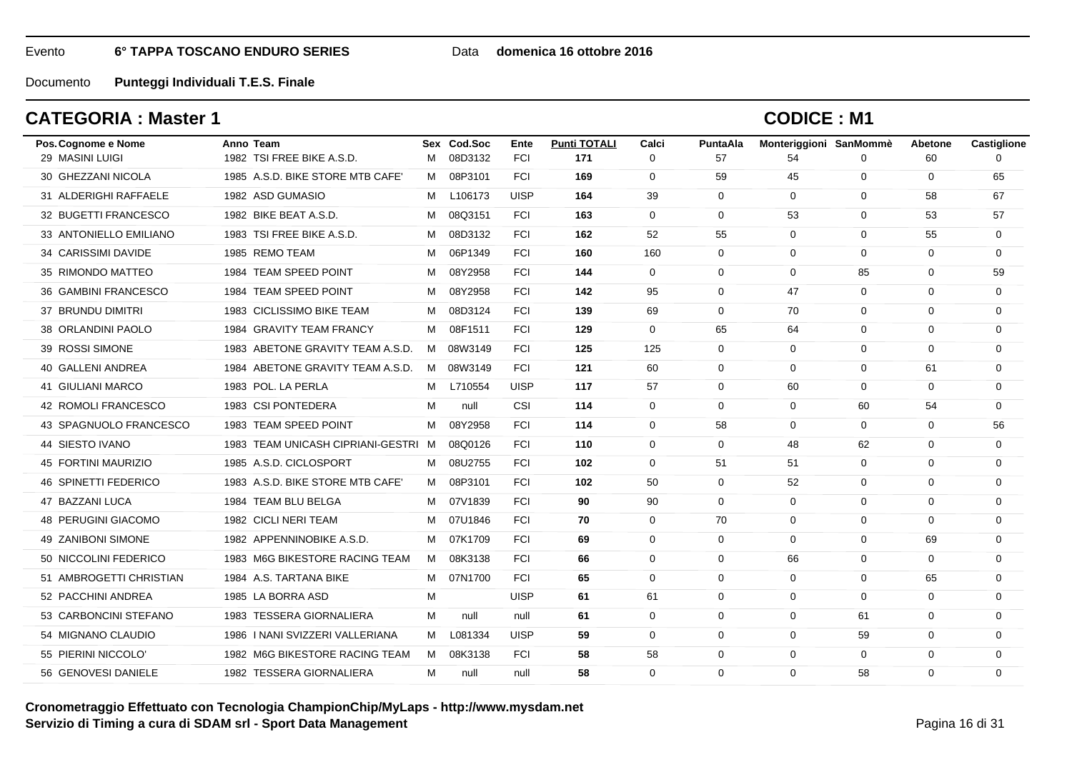Evento **6° TAPPA TOSCANO ENDURO SERIES** Data **domenica 16 ottobre 2016**

Documento **Punteggi Individuali T.E.S. Finale**

## CATEGORIA : Master 1

## CODICE : M1

| Pos. | Cognome e Nome | Anno | Team | Sex | Cod.Soc | Ente | Punti TOTALI | Calci | PuntaAla | Monteriggioni | SanMommè | Abetone | Castiglione |
|---|---|---|---|---|---|---|---|---|---|---|---|---|---|
| 29 | MASINI LUIGI | 1982 | TSI FREE BIKE A.S.D. | M | 08D3132 | FCI | **171** | 0 | 57 | 54 | 0 | 60 | 0 |
| 30 | GHEZZANI NICOLA | 1985 | A.S.D. BIKE STORE MTB CAFE' | M | 08P3101 | FCI | **169** | 0 | 59 | 45 | 0 | 0 | 65 |
| 31 | ALDERIGHI RAFFAELE | 1982 | ASD GUMASIO | M | L106173 | UISP | **164** | 39 | 0 | 0 | 0 | 58 | 67 |
| 32 | BUGETTI FRANCESCO | 1982 | BIKE BEAT A.S.D. | M | 08Q3151 | FCI | **163** | 0 | 0 | 53 | 0 | 53 | 57 |
| 33 | ANTONIELLO EMILIANO | 1983 | TSI FREE BIKE A.S.D. | M | 08D3132 | FCI | **162** | 52 | 55 | 0 | 0 | 55 | 0 |
| 34 | CARISSIMI DAVIDE | 1985 | REMO TEAM | M | 06P1349 | FCI | **160** | 160 | 0 | 0 | 0 | 0 | 0 |
| 35 | RIMONDO MATTEO | 1984 | TEAM SPEED POINT | M | 08Y2958 | FCI | **144** | 0 | 0 | 0 | 85 | 0 | 59 |
| 36 | GAMBINI FRANCESCO | 1984 | TEAM SPEED POINT | M | 08Y2958 | FCI | **142** | 95 | 0 | 47 | 0 | 0 | 0 |
| 37 | BRUNDU DIMITRI | 1983 | CICLISSIMO BIKE TEAM | M | 08D3124 | FCI | **139** | 69 | 0 | 70 | 0 | 0 | 0 |
| 38 | ORLANDINI PAOLO | 1984 | GRAVITY TEAM FRANCY | M | 08F1511 | FCI | **129** | 0 | 65 | 64 | 0 | 0 | 0 |
| 39 | ROSSI SIMONE | 1983 | ABETONE GRAVITY TEAM A.S.D. | M | 08W3149 | FCI | **125** | 125 | 0 | 0 | 0 | 0 | 0 |
| 40 | GALLENI ANDREA | 1984 | ABETONE GRAVITY TEAM A.S.D. | M | 08W3149 | FCI | **121** | 60 | 0 | 0 | 0 | 61 | 0 |
| 41 | GIULIANI MARCO | 1983 | POL. LA PERLA | M | L710554 | UISP | **117** | 57 | 0 | 60 | 0 | 0 | 0 |
| 42 | ROMOLI FRANCESCO | 1983 | CSI PONTEDERA | M | null | CSI | **114** | 0 | 0 | 0 | 60 | 54 | 0 |
| 43 | SPAGNUOLO FRANCESCO | 1983 | TEAM SPEED POINT | M | 08Y2958 | FCI | **114** | 0 | 58 | 0 | 0 | 0 | 56 |
| 44 | SIESTO IVANO | 1983 | TEAM UNICASH CIPRIANI-GESTRI | M | 08Q0126 | FCI | **110** | 0 | 0 | 48 | 62 | 0 | 0 |
| 45 | FORTINI MAURIZIO | 1985 | A.S.D. CICLOSPORT | M | 08U2755 | FCI | **102** | 0 | 51 | 51 | 0 | 0 | 0 |
| 46 | SPINETTI FEDERICO | 1983 | A.S.D. BIKE STORE MTB CAFE' | M | 08P3101 | FCI | **102** | 50 | 0 | 52 | 0 | 0 | 0 |
| 47 | BAZZANI LUCA | 1984 | TEAM BLU BELGA | M | 07V1839 | FCI | **90** | 90 | 0 | 0 | 0 | 0 | 0 |
| 48 | PERUGINI GIACOMO | 1982 | CICLI NERI TEAM | M | 07U1846 | FCI | **70** | 0 | 70 | 0 | 0 | 0 | 0 |
| 49 | ZANIBONI SIMONE | 1982 | APPENNINOBIKE A.S.D. | M | 07K1709 | FCI | **69** | 0 | 0 | 0 | 0 | 69 | 0 |
| 50 | NICCOLINI FEDERICO | 1983 | M6G BIKESTORE RACING TEAM | M | 08K3138 | FCI | **66** | 0 | 0 | 66 | 0 | 0 | 0 |
| 51 | AMBROGETTI CHRISTIAN | 1984 | A.S. TARTANA BIKE | M | 07N1700 | FCI | **65** | 0 | 0 | 0 | 0 | 65 | 0 |
| 52 | PACCHINI ANDREA | 1985 | LA BORRA ASD | M | | UISP | **61** | 61 | 0 | 0 | 0 | 0 | 0 |
| 53 | CARBONCINI STEFANO | 1983 | TESSERA GIORNALIERA | M | null | null | **61** | 0 | 0 | 0 | 61 | 0 | 0 |
| 54 | MIGNANO CLAUDIO | 1986 | I NANI SVIZZERI VALLERIANA | M | L081334 | UISP | **59** | 0 | 0 | 0 | 59 | 0 | 0 |
| 55 | PIERINI NICCOLO' | 1982 | M6G BIKESTORE RACING TEAM | M | 08K3138 | FCI | **58** | 58 | 0 | 0 | 0 | 0 | 0 |
| 56 | GENOVESI DANIELE | 1982 | TESSERA GIORNALIERA | M | null | null | **58** | 0 | 0 | 0 | 58 | 0 | 0 |

**Cronometraggio Effettuato con Tecnologia ChampionChip/MyLaps - http://www.mysdam.net**
**Servizio di Timing a cura di SDAM srl - Sport Data Management**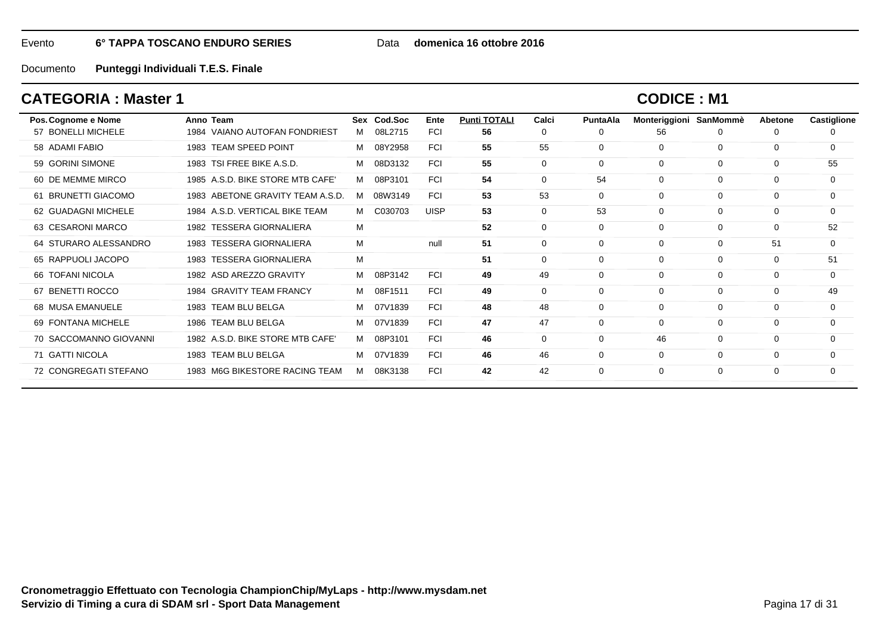Evento **6° TAPPA TOSCANO ENDURO SERIES** Data **domenica 16 ottobre 2016**

Documento **Punteggi Individuali T.E.S. Finale**

## CATEGORIA : Master 1

## CODICE : M1

| Pos. | Cognome e Nome | Anno | Team | Sex | Cod.Soc | Ente | Punti TOTALI | Calci | PuntaAla | Monteriggioni | SanMommè | Abetone | Castiglione |
|---|---|---|---|---|---|---|---|---|---|---|---|---|---|
| 57 | BONELLI MICHELE | 1984 | VAIANO AUTOFAN FONDRIEST | M | 08L2715 | FCI | **56** | 0 | 0 | 56 | 0 | 0 | 0 |
| 58 | ADAMI FABIO | 1983 | TEAM SPEED POINT | M | 08Y2958 | FCI | **55** | 55 | 0 | 0 | 0 | 0 | 0 |
| 59 | GORINI SIMONE | 1983 | TSI FREE BIKE A.S.D. | M | 08D3132 | FCI | **55** | 0 | 0 | 0 | 0 | 0 | 55 |
| 60 | DE MEMME MIRCO | 1985 | A.S.D. BIKE STORE MTB CAFE' | M | 08P3101 | FCI | **54** | 0 | 54 | 0 | 0 | 0 | 0 |
| 61 | BRUNETTI GIACOMO | 1983 | ABETONE GRAVITY TEAM A.S.D. | M | 08W3149 | FCI | **53** | 53 | 0 | 0 | 0 | 0 | 0 |
| 62 | GUADAGNI MICHELE | 1984 | A.S.D. VERTICAL BIKE TEAM | M | C030703 | UISP | **53** | 0 | 53 | 0 | 0 | 0 | 0 |
| 63 | CESARONI MARCO | 1982 | TESSERA GIORNALIERA | M | | | **52** | 0 | 0 | 0 | 0 | 0 | 52 |
| 64 | STURARO ALESSANDRO | 1983 | TESSERA GIORNALIERA | M | | null | **51** | 0 | 0 | 0 | 0 | 51 | 0 |
| 65 | RAPPUOLI JACOPO | 1983 | TESSERA GIORNALIERA | M | | | **51** | 0 | 0 | 0 | 0 | 0 | 51 |
| 66 | TOFANI NICOLA | 1982 | ASD AREZZO GRAVITY | M | 08P3142 | FCI | **49** | 49 | 0 | 0 | 0 | 0 | 0 |
| 67 | BENETTI ROCCO | 1984 | GRAVITY TEAM FRANCY | M | 08F1511 | FCI | **49** | 0 | 0 | 0 | 0 | 0 | 49 |
| 68 | MUSA EMANUELE | 1983 | TEAM BLU BELGA | M | 07V1839 | FCI | **48** | 48 | 0 | 0 | 0 | 0 | 0 |
| 69 | FONTANA MICHELE | 1986 | TEAM BLU BELGA | M | 07V1839 | FCI | **47** | 47 | 0 | 0 | 0 | 0 | 0 |
| 70 | SACCOMANNO GIOVANNI | 1982 | A.S.D. BIKE STORE MTB CAFE' | M | 08P3101 | FCI | **46** | 0 | 0 | 46 | 0 | 0 | 0 |
| 71 | GATTI NICOLA | 1983 | TEAM BLU BELGA | M | 07V1839 | FCI | **46** | 46 | 0 | 0 | 0 | 0 | 0 |
| 72 | CONGREGATI STEFANO | 1983 | M6G BIKESTORE RACING TEAM | M | 08K3138 | FCI | **42** | 42 | 0 | 0 | 0 | 0 | 0 |

**Cronometraggio Effettuato con Tecnologia ChampionChip/MyLaps - http://www.mysdam.net**
**Servizio di Timing a cura di SDAM srl - Sport Data Management**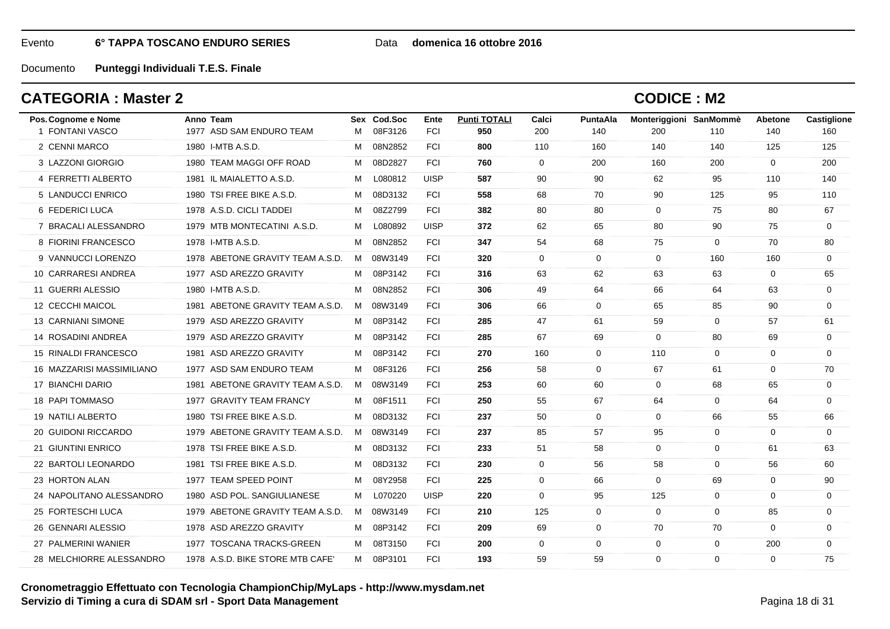Evento **6° TAPPA TOSCANO ENDURO SERIES** Data **domenica 16 ottobre 2016**

Documento **Punteggi Individuali T.E.S. Finale**

## CATEGORIA : Master 2

## CODICE : M2

| Pos. | Cognome e Nome | Anno | Team | Sex | Cod.Soc | Ente | Punti TOTALI | Calci | PuntaAla | Monteriggioni | SanMommè | Abetone | Castiglione |
|---|---|---|---|---|---|---|---|---|---|---|---|---|---|
| 1 | FONTANI VASCO | 1977 | ASD SAM ENDURO TEAM | M | 08F3126 | FCI | **950** | 200 | 140 | 200 | 110 | 140 | 160 |
| 2 | CENNI MARCO | 1980 | I-MTB A.S.D. | M | 08N2852 | FCI | **800** | 110 | 160 | 140 | 140 | 125 | 125 |
| 3 | LAZZONI GIORGIO | 1980 | TEAM MAGGI OFF ROAD | M | 08D2827 | FCI | **760** | 0 | 200 | 160 | 200 | 0 | 200 |
| 4 | FERRETTI ALBERTO | 1981 | IL MAIALETTO A.S.D. | M | L080812 | UISP | **587** | 90 | 90 | 62 | 95 | 110 | 140 |
| 5 | LANDUCCI ENRICO | 1980 | TSI FREE BIKE A.S.D. | M | 08D3132 | FCI | **558** | 68 | 70 | 90 | 125 | 95 | 110 |
| 6 | FEDERICI LUCA | 1978 | A.S.D. CICLI TADDEI | M | 08Z2799 | FCI | **382** | 80 | 80 | 0 | 75 | 80 | 67 |
| 7 | BRACALI ALESSANDRO | 1979 | MTB MONTECATINI A.S.D. | M | L080892 | UISP | **372** | 62 | 65 | 80 | 90 | 75 | 0 |
| 8 | FIORINI FRANCESCO | 1978 | I-MTB A.S.D. | M | 08N2852 | FCI | **347** | 54 | 68 | 75 | 0 | 70 | 80 |
| 9 | VANNUCCI LORENZO | 1978 | ABETONE GRAVITY TEAM A.S.D. | M | 08W3149 | FCI | **320** | 0 | 0 | 0 | 160 | 160 | 0 |
| 10 | CARRARESI ANDREA | 1977 | ASD AREZZO GRAVITY | M | 08P3142 | FCI | **316** | 63 | 62 | 63 | 63 | 0 | 65 |
| 11 | GUERRI ALESSIO | 1980 | I-MTB A.S.D. | M | 08N2852 | FCI | **306** | 49 | 64 | 66 | 64 | 63 | 0 |
| 12 | CECCHI MAICOL | 1981 | ABETONE GRAVITY TEAM A.S.D. | M | 08W3149 | FCI | **306** | 66 | 0 | 65 | 85 | 90 | 0 |
| 13 | CARNIANI SIMONE | 1979 | ASD AREZZO GRAVITY | M | 08P3142 | FCI | **285** | 47 | 61 | 59 | 0 | 57 | 61 |
| 14 | ROSADINI ANDREA | 1979 | ASD AREZZO GRAVITY | M | 08P3142 | FCI | **285** | 67 | 69 | 0 | 80 | 69 | 0 |
| 15 | RINALDI FRANCESCO | 1981 | ASD AREZZO GRAVITY | M | 08P3142 | FCI | **270** | 160 | 0 | 110 | 0 | 0 | 0 |
| 16 | MAZZARISI MASSIMILIANO | 1977 | ASD SAM ENDURO TEAM | M | 08F3126 | FCI | **256** | 58 | 0 | 67 | 61 | 0 | 70 |
| 17 | BIANCHI DARIO | 1981 | ABETONE GRAVITY TEAM A.S.D. | M | 08W3149 | FCI | **253** | 60 | 60 | 0 | 68 | 65 | 0 |
| 18 | PAPI TOMMASO | 1977 | GRAVITY TEAM FRANCY | M | 08F1511 | FCI | **250** | 55 | 67 | 64 | 0 | 64 | 0 |
| 19 | NATILI ALBERTO | 1980 | TSI FREE BIKE A.S.D. | M | 08D3132 | FCI | **237** | 50 | 0 | 0 | 66 | 55 | 66 |
| 20 | GUIDONI RICCARDO | 1979 | ABETONE GRAVITY TEAM A.S.D. | M | 08W3149 | FCI | **237** | 85 | 57 | 95 | 0 | 0 | 0 |
| 21 | GIUNTINI ENRICO | 1978 | TSI FREE BIKE A.S.D. | M | 08D3132 | FCI | **233** | 51 | 58 | 0 | 0 | 61 | 63 |
| 22 | BARTOLI LEONARDO | 1981 | TSI FREE BIKE A.S.D. | M | 08D3132 | FCI | **230** | 0 | 56 | 58 | 0 | 56 | 60 |
| 23 | HORTON ALAN | 1977 | TEAM SPEED POINT | M | 08Y2958 | FCI | **225** | 0 | 66 | 0 | 69 | 0 | 90 |
| 24 | NAPOLITANO ALESSANDRO | 1980 | ASD POL. SANGIULIANESE | M | L070220 | UISP | **220** | 0 | 95 | 125 | 0 | 0 | 0 |
| 25 | FORTESCHI LUCA | 1979 | ABETONE GRAVITY TEAM A.S.D. | M | 08W3149 | FCI | **210** | 125 | 0 | 0 | 0 | 85 | 0 |
| 26 | GENNARI ALESSIO | 1978 | ASD AREZZO GRAVITY | M | 08P3142 | FCI | **209** | 69 | 0 | 70 | 70 | 0 | 0 |
| 27 | PALMERINI WANIER | 1977 | TOSCANA TRACKS-GREEN | M | 08T3150 | FCI | **200** | 0 | 0 | 0 | 0 | 200 | 0 |
| 28 | MELCHIORRE ALESSANDRO | 1978 | A.S.D. BIKE STORE MTB CAFE' | M | 08P3101 | FCI | **193** | 59 | 59 | 0 | 0 | 0 | 75 |

**Cronometraggio Effettuato con Tecnologia ChampionChip/MyLaps - http://www.mysdam.net**
**Servizio di Timing a cura di SDAM srl - Sport Data Management**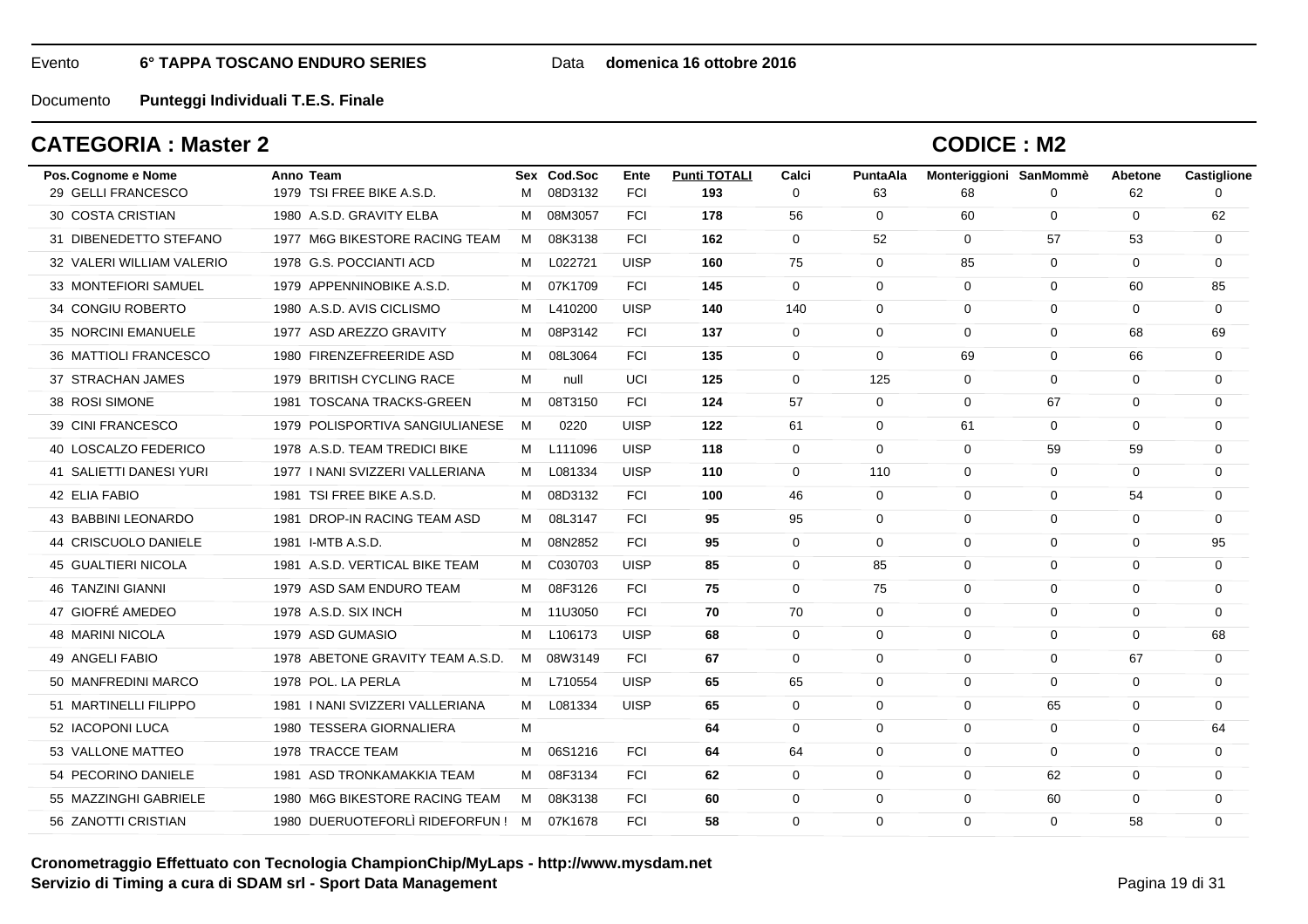Evento **6° TAPPA TOSCANO ENDURO SERIES** Data **domenica 16 ottobre 2016**

Documento **Punteggi Individuali T.E.S. Finale**

## CATEGORIA : Master 2

## CODICE : M2

| Pos. | Cognome e Nome | Anno | Team | Sex | Cod.Soc | Ente | Punti TOTALI | Calci | PuntaAla | Monteriggioni | SanMommè | Abetone | Castiglione |
|---|---|---|---|---|---|---|---|---|---|---|---|---|---|
| 29 | GELLI FRANCESCO | 1979 | TSI FREE BIKE A.S.D. | M | 08D3132 | FCI | **193** | 0 | 63 | 68 | 0 | 62 | 0 |
| 30 | COSTA CRISTIAN | 1980 | A.S.D. GRAVITY ELBA | M | 08M3057 | FCI | **178** | 56 | 0 | 60 | 0 | 0 | 62 |
| 31 | DIBENEDETTO STEFANO | 1977 | M6G BIKESTORE RACING TEAM | M | 08K3138 | FCI | **162** | 0 | 52 | 0 | 57 | 53 | 0 |
| 32 | VALERI WILLIAM VALERIO | 1978 | G.S. POCCIANTI ACD | M | L022721 | UISP | **160** | 75 | 0 | 85 | 0 | 0 | 0 |
| 33 | MONTEFIORI SAMUEL | 1979 | APPENNINOBIKE A.S.D. | M | 07K1709 | FCI | **145** | 0 | 0 | 0 | 0 | 60 | 85 |
| 34 | CONGIU ROBERTO | 1980 | A.S.D. AVIS CICLISMO | M | L410200 | UISP | **140** | 140 | 0 | 0 | 0 | 0 | 0 |
| 35 | NORCINI EMANUELE | 1977 | ASD AREZZO GRAVITY | M | 08P3142 | FCI | **137** | 0 | 0 | 0 | 0 | 68 | 69 |
| 36 | MATTIOLI FRANCESCO | 1980 | FIRENZEFREERIDE ASD | M | 08L3064 | FCI | **135** | 0 | 0 | 69 | 0 | 66 | 0 |
| 37 | STRACHAN JAMES | 1979 | BRITISH CYCLING RACE | M | null | UCI | **125** | 0 | 125 | 0 | 0 | 0 | 0 |
| 38 | ROSI SIMONE | 1981 | TOSCANA TRACKS-GREEN | M | 08T3150 | FCI | **124** | 57 | 0 | 0 | 67 | 0 | 0 |
| 39 | CINI FRANCESCO | 1979 | POLISPORTIVA SANGIULIANESE | M | 0220 | UISP | **122** | 61 | 0 | 61 | 0 | 0 | 0 |
| 40 | LOSCALZO FEDERICO | 1978 | A.S.D. TEAM TREDICI BIKE | M | L111096 | UISP | **118** | 0 | 0 | 0 | 59 | 59 | 0 |
| 41 | SALIETTI DANESI YURI | 1977 | I NANI SVIZZERI VALLERIANA | M | L081334 | UISP | **110** | 0 | 110 | 0 | 0 | 0 | 0 |
| 42 | ELIA FABIO | 1981 | TSI FREE BIKE A.S.D. | M | 08D3132 | FCI | **100** | 46 | 0 | 0 | 0 | 54 | 0 |
| 43 | BABBINI LEONARDO | 1981 | DROP-IN RACING TEAM ASD | M | 08L3147 | FCI | **95** | 95 | 0 | 0 | 0 | 0 | 0 |
| 44 | CRISCUOLO DANIELE | 1981 | I-MTB A.S.D. | M | 08N2852 | FCI | **95** | 0 | 0 | 0 | 0 | 0 | 95 |
| 45 | GUALTIERI NICOLA | 1981 | A.S.D. VERTICAL BIKE TEAM | M | C030703 | UISP | **85** | 0 | 85 | 0 | 0 | 0 | 0 |
| 46 | TANZINI GIANNI | 1979 | ASD SAM ENDURO TEAM | M | 08F3126 | FCI | **75** | 0 | 75 | 0 | 0 | 0 | 0 |
| 47 | GIOFRÉ AMEDEO | 1978 | A.S.D. SIX INCH | M | 11U3050 | FCI | **70** | 70 | 0 | 0 | 0 | 0 | 0 |
| 48 | MARINI NICOLA | 1979 | ASD GUMASIO | M | L106173 | UISP | **68** | 0 | 0 | 0 | 0 | 0 | 68 |
| 49 | ANGELI FABIO | 1978 | ABETONE GRAVITY TEAM A.S.D. | M | 08W3149 | FCI | **67** | 0 | 0 | 0 | 0 | 67 | 0 |
| 50 | MANFREDINI MARCO | 1978 | POL. LA PERLA | M | L710554 | UISP | **65** | 65 | 0 | 0 | 0 | 0 | 0 |
| 51 | MARTINELLI FILIPPO | 1981 | I NANI SVIZZERI VALLERIANA | M | L081334 | UISP | **65** | 0 | 0 | 0 | 65 | 0 | 0 |
| 52 | IACOPONI LUCA | 1980 | TESSERA GIORNALIERA | M | | | **64** | 0 | 0 | 0 | 0 | 0 | 64 |
| 53 | VALLONE MATTEO | 1978 | TRACCE TEAM | M | 06S1216 | FCI | **64** | 64 | 0 | 0 | 0 | 0 | 0 |
| 54 | PECORINO DANIELE | 1981 | ASD TRONKAMAKKIA TEAM | M | 08F3134 | FCI | **62** | 0 | 0 | 0 | 62 | 0 | 0 |
| 55 | MAZZINGHI GABRIELE | 1980 | M6G BIKESTORE RACING TEAM | M | 08K3138 | FCI | **60** | 0 | 0 | 0 | 60 | 0 | 0 |
| 56 | ZANOTTI CRISTIAN | 1980 | DUERUOTEFORLÌ RIDEFORFUN ! | M | 07K1678 | FCI | **58** | 0 | 0 | 0 | 0 | 58 | 0 |

**Cronometraggio Effettuato con Tecnologia ChampionChip/MyLaps - http://www.mysdam.net**
**Servizio di Timing a cura di SDAM srl - Sport Data Management**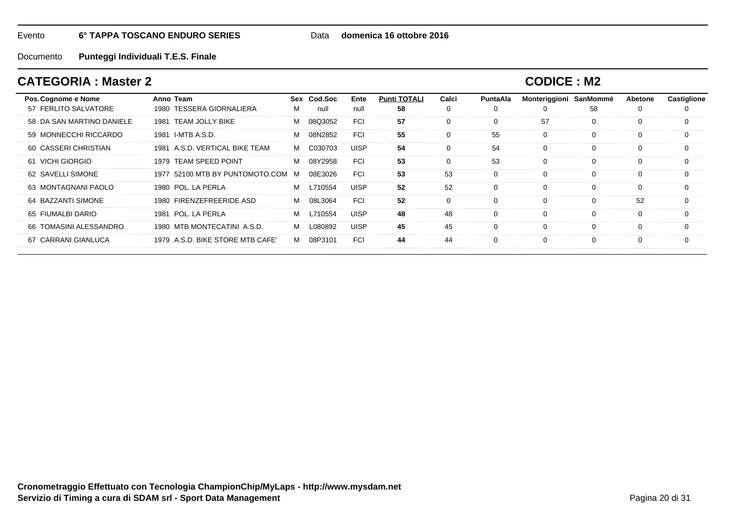Evento **6° TAPPA TOSCANO ENDURO SERIES** Data **domenica 16 ottobre 2016**

Documento **Punteggi Individuali T.E.S. Finale**

## CATEGORIA : Master 2

## CODICE : M2

| Pos. | Cognome e Nome | Anno | Team | Sex | Cod.Soc | Ente | Punti TOTALI | Calci | PuntaAla | Monteriggioni | SanMommè | Abetone | Castiglione |
|---|---|---|---|---|---|---|---|---|---|---|---|---|---|
| 57 | FERLITO SALVATORE | 1980 | TESSERA GIORNALIERA | M | null | null | **58** | 0 | 0 | 0 | 58 | 0 | 0 |
| 58 | DA SAN MARTINO DANIELE | 1981 | TEAM JOLLY BIKE | M | 08Q3052 | FCI | **57** | 0 | 0 | 57 | 0 | 0 | 0 |
| 59 | MONNECCHI RICCARDO | 1981 | I-MTB A.S.D. | M | 08N2852 | FCI | **55** | 0 | 55 | 0 | 0 | 0 | 0 |
| 60 | CASSERI CHRISTIAN | 1981 | A.S.D. VERTICAL BIKE TEAM | M | C030703 | UISP | **54** | 0 | 54 | 0 | 0 | 0 | 0 |
| 61 | VICHI GIORGIO | 1979 | TEAM SPEED POINT | M | 08Y2958 | FCI | **53** | 0 | 53 | 0 | 0 | 0 | 0 |
| 62 | SAVELLI SIMONE | 1977 | 52100 MTB BY PUNTOMOTO.COM | M | 08E3026 | FCI | **53** | 53 | 0 | 0 | 0 | 0 | 0 |
| 63 | MONTAGNANI PAOLO | 1980 | POL. LA PERLA | M | L710554 | UISP | **52** | 52 | 0 | 0 | 0 | 0 | 0 |
| 64 | BAZZANTI SIMONE | 1980 | FIRENZEFREERIDE ASD | M | 08L3064 | FCI | **52** | 0 | 0 | 0 | 0 | 52 | 0 |
| 65 | FIUMALBI DARIO | 1981 | POL. LA PERLA | M | L710554 | UISP | **48** | 48 | 0 | 0 | 0 | 0 | 0 |
| 66 | TOMASINI ALESSANDRO | 1980 | MTB MONTECATINI A.S.D. | M | L080892 | UISP | **45** | 45 | 0 | 0 | 0 | 0 | 0 |
| 67 | CARRANI GIANLUCA | 1979 | A.S.D. BIKE STORE MTB CAFE' | M | 08P3101 | FCI | **44** | 44 | 0 | 0 | 0 | 0 | 0 |

**Cronometraggio Effettuato con Tecnologia ChampionChip/MyLaps - http://www.mysdam.net**
**Servizio di Timing a cura di SDAM srl - Sport Data Management**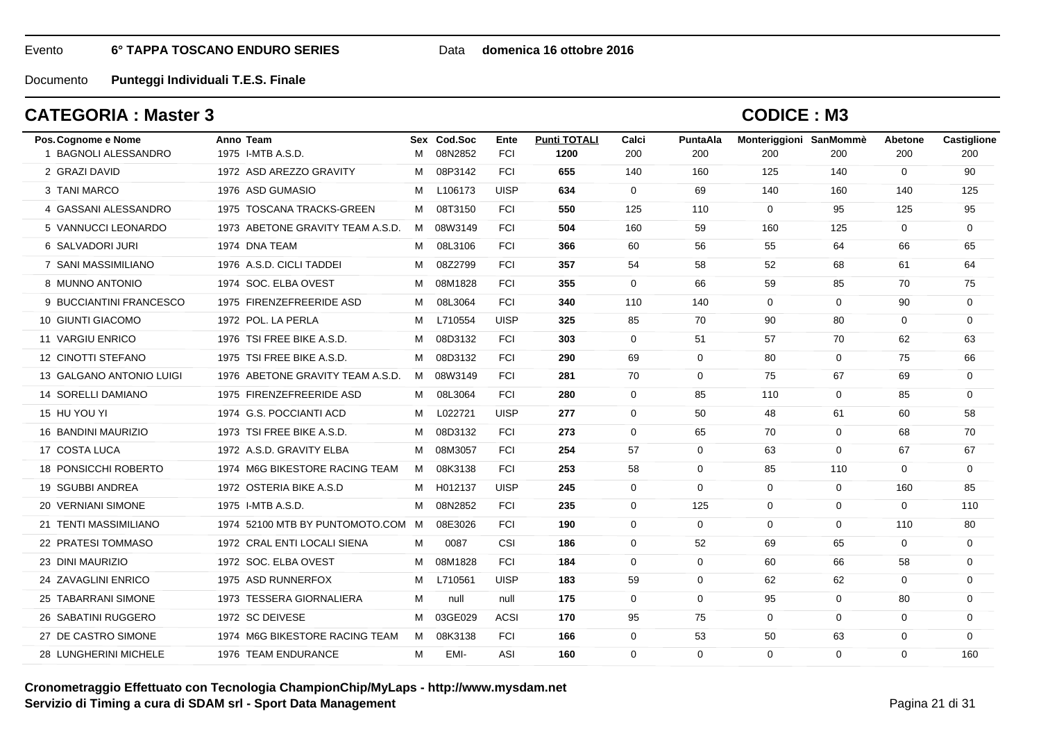Evento **6° TAPPA TOSCANO ENDURO SERIES** Data **domenica 16 ottobre 2016**

Documento **Punteggi Individuali T.E.S. Finale**

## CATEGORIA : Master 3

## CODICE : M3

| Pos. | Cognome e Nome | Anno | Team | Sex | Cod.Soc | Ente | Punti TOTALI | Calci | PuntaAla | Monteriggioni | SanMommè | Abetone | Castiglione |
|---|---|---|---|---|---|---|---|---|---|---|---|---|---|
| | | | | | | | 1200 | 200 | 200 | 200 | 200 | 200 | 200 |
| 1 | BAGNOLI ALESSANDRO | 1975 | I-MTB A.S.D. | M | 08N2852 | FCI | | | | | | | |
| 2 | GRAZI DAVID | 1972 | ASD AREZZO GRAVITY | M | 08P3142 | FCI | **655** | 140 | 160 | 125 | 140 | 0 | 90 |
| 3 | TANI MARCO | 1976 | ASD GUMASIO | M | L106173 | UISP | **634** | 0 | 69 | 140 | 160 | 140 | 125 |
| 4 | GASSANI ALESSANDRO | 1975 | TOSCANA TRACKS-GREEN | M | 08T3150 | FCI | **550** | 125 | 110 | 0 | 95 | 125 | 95 |
| 5 | VANNUCCI LEONARDO | 1973 | ABETONE GRAVITY TEAM A.S.D. | M | 08W3149 | FCI | **504** | 160 | 59 | 160 | 125 | 0 | 0 |
| 6 | SALVADORI JURI | 1974 | DNA TEAM | M | 08L3106 | FCI | **366** | 60 | 56 | 55 | 64 | 66 | 65 |
| 7 | SANI MASSIMILIANO | 1976 | A.S.D. CICLI TADDEI | M | 08Z2799 | FCI | **357** | 54 | 58 | 52 | 68 | 61 | 64 |
| 8 | MUNNO ANTONIO | 1974 | SOC. ELBA OVEST | M | 08M1828 | FCI | **355** | 0 | 66 | 59 | 85 | 70 | 75 |
| 9 | BUCCIANTINI FRANCESCO | 1975 | FIRENZEFREERIDE ASD | M | 08L3064 | FCI | **340** | 110 | 140 | 0 | 0 | 90 | 0 |
| 10 | GIUNTI GIACOMO | 1972 | POL. LA PERLA | M | L710554 | UISP | **325** | 85 | 70 | 90 | 80 | 0 | 0 |
| 11 | VARGIU ENRICO | 1976 | TSI FREE BIKE A.S.D. | M | 08D3132 | FCI | **303** | 0 | 51 | 57 | 70 | 62 | 63 |
| 12 | CINOTTI STEFANO | 1975 | TSI FREE BIKE A.S.D. | M | 08D3132 | FCI | **290** | 69 | 0 | 80 | 0 | 75 | 66 |
| 13 | GALGANO ANTONIO LUIGI | 1976 | ABETONE GRAVITY TEAM A.S.D. | M | 08W3149 | FCI | **281** | 70 | 0 | 75 | 67 | 69 | 0 |
| 14 | SORELLI DAMIANO | 1975 | FIRENZEFREERIDE ASD | M | 08L3064 | FCI | **280** | 0 | 85 | 110 | 0 | 85 | 0 |
| 15 | HU YOU YI | 1974 | G.S. POCCIANTI ACD | M | L022721 | UISP | **277** | 0 | 50 | 48 | 61 | 60 | 58 |
| 16 | BANDINI MAURIZIO | 1973 | TSI FREE BIKE A.S.D. | M | 08D3132 | FCI | **273** | 0 | 65 | 70 | 0 | 68 | 70 |
| 17 | COSTA LUCA | 1972 | A.S.D. GRAVITY ELBA | M | 08M3057 | FCI | **254** | 57 | 0 | 63 | 0 | 67 | 67 |
| 18 | PONSICCHI ROBERTO | 1974 | M6G BIKESTORE RACING TEAM | M | 08K3138 | FCI | **253** | 58 | 0 | 85 | 110 | 0 | 0 |
| 19 | SGUBBI ANDREA | 1972 | OSTERIA BIKE A.S.D | M | H012137 | UISP | **245** | 0 | 0 | 0 | 0 | 160 | 85 |
| 20 | VERNIANI SIMONE | 1975 | I-MTB A.S.D. | M | 08N2852 | FCI | **235** | 0 | 125 | 0 | 0 | 0 | 110 |
| 21 | TENTI MASSIMILIANO | 1974 | 52100 MTB BY PUNTOMOTO.COM | M | 08E3026 | FCI | **190** | 0 | 0 | 0 | 0 | 110 | 80 |
| 22 | PRATESI TOMMASO | 1972 | CRAL ENTI LOCALI SIENA | M | 0087 | CSI | **186** | 0 | 52 | 69 | 65 | 0 | 0 |
| 23 | DINI MAURIZIO | 1972 | SOC. ELBA OVEST | M | 08M1828 | FCI | **184** | 0 | 0 | 60 | 66 | 58 | 0 |
| 24 | ZAVAGLINI ENRICO | 1975 | ASD RUNNERFOX | M | L710561 | UISP | **183** | 59 | 0 | 62 | 62 | 0 | 0 |
| 25 | TABARRANI SIMONE | 1973 | TESSERA GIORNALIERA | M | null | null | **175** | 0 | 0 | 95 | 0 | 80 | 0 |
| 26 | SABATINI RUGGERO | 1972 | SC DEIVESE | M | 03GE029 | ACSI | **170** | 95 | 75 | 0 | 0 | 0 | 0 |
| 27 | DE CASTRO SIMONE | 1974 | M6G BIKESTORE RACING TEAM | M | 08K3138 | FCI | **166** | 0 | 53 | 50 | 63 | 0 | 0 |
| 28 | LUNGHERINI MICHELE | 1976 | TEAM ENDURANCE | M | EMI- | ASI | **160** | 0 | 0 | 0 | 0 | 0 | 160 |

**Cronometraggio Effettuato con Tecnologia ChampionChip/MyLaps - http://www.mysdam.net**
**Servizio di Timing a cura di SDAM srl - Sport Data Management**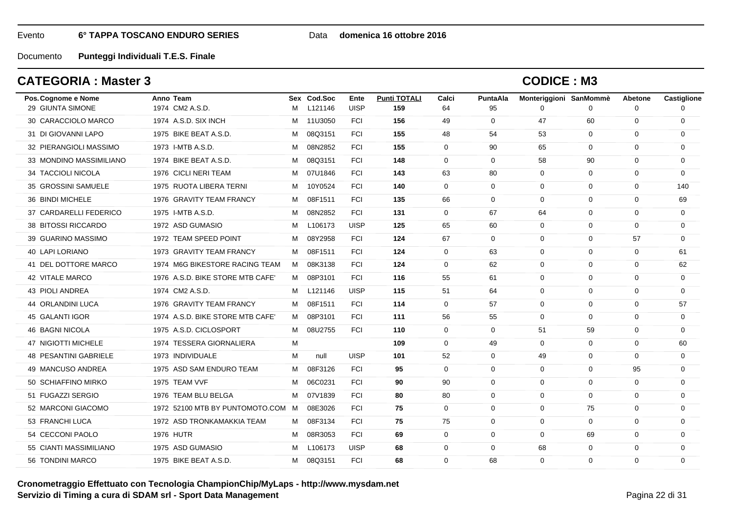Evento **6° TAPPA TOSCANO ENDURO SERIES** Data **domenica 16 ottobre 2016**

Documento **Punteggi Individuali T.E.S. Finale**

## CATEGORIA : Master 3

## CODICE : M3

| Pos. | Cognome e Nome | Anno | Team | Sex | Cod.Soc | Ente | Punti TOTALI | Calci | PuntaAla | Monteriggioni | SanMommè | Abetone | Castiglione |
|---|---|---|---|---|---|---|---|---|---|---|---|---|---|
| 29 | GIUNTA SIMONE | 1974 | CM2 A.S.D. | M | L121146 | UISP | **159** | 64 | 95 | 0 | 0 | 0 | 0 |
| 30 | CARACCIOLO MARCO | 1974 | A.S.D. SIX INCH | M | 11U3050 | FCI | **156** | 49 | 0 | 47 | 60 | 0 | 0 |
| 31 | DI GIOVANNI LAPO | 1975 | BIKE BEAT A.S.D. | M | 08Q3151 | FCI | **155** | 48 | 54 | 53 | 0 | 0 | 0 |
| 32 | PIERANGIOLI MASSIMO | 1973 | I-MTB A.S.D. | M | 08N2852 | FCI | **155** | 0 | 90 | 65 | 0 | 0 | 0 |
| 33 | MONDINO MASSIMILIANO | 1974 | BIKE BEAT A.S.D. | M | 08Q3151 | FCI | **148** | 0 | 0 | 58 | 90 | 0 | 0 |
| 34 | TACCIOLI NICOLA | 1976 | CICLI NERI TEAM | M | 07U1846 | FCI | **143** | 63 | 80 | 0 | 0 | 0 | 0 |
| 35 | GROSSINI SAMUELE | 1975 | RUOTA LIBERA TERNI | M | 10Y0524 | FCI | **140** | 0 | 0 | 0 | 0 | 0 | 140 |
| 36 | BINDI MICHELE | 1976 | GRAVITY TEAM FRANCY | M | 08F1511 | FCI | **135** | 66 | 0 | 0 | 0 | 0 | 69 |
| 37 | CARDARELLI FEDERICO | 1975 | I-MTB A.S.D. | M | 08N2852 | FCI | **131** | 0 | 67 | 64 | 0 | 0 | 0 |
| 38 | BITOSSI RICCARDO | 1972 | ASD GUMASIO | M | L106173 | UISP | **125** | 65 | 60 | 0 | 0 | 0 | 0 |
| 39 | GUARINO MASSIMO | 1972 | TEAM SPEED POINT | M | 08Y2958 | FCI | **124** | 67 | 0 | 0 | 0 | 57 | 0 |
| 40 | LAPI LORIANO | 1973 | GRAVITY TEAM FRANCY | M | 08F1511 | FCI | **124** | 0 | 63 | 0 | 0 | 0 | 61 |
| 41 | DEL DOTTORE MARCO | 1974 | M6G BIKESTORE RACING TEAM | M | 08K3138 | FCI | **124** | 0 | 62 | 0 | 0 | 0 | 62 |
| 42 | VITALE MARCO | 1976 | A.S.D. BIKE STORE MTB CAFE' | M | 08P3101 | FCI | **116** | 55 | 61 | 0 | 0 | 0 | 0 |
| 43 | PIOLI ANDREA | 1974 | CM2 A.S.D. | M | L121146 | UISP | **115** | 51 | 64 | 0 | 0 | 0 | 0 |
| 44 | ORLANDINI LUCA | 1976 | GRAVITY TEAM FRANCY | M | 08F1511 | FCI | **114** | 0 | 57 | 0 | 0 | 0 | 57 |
| 45 | GALANTI IGOR | 1974 | A.S.D. BIKE STORE MTB CAFE' | M | 08P3101 | FCI | **111** | 56 | 55 | 0 | 0 | 0 | 0 |
| 46 | BAGNI NICOLA | 1975 | A.S.D. CICLOSPORT | M | 08U2755 | FCI | **110** | 0 | 0 | 51 | 59 | 0 | 0 |
| 47 | NIGIOTTI MICHELE | 1974 | TESSERA GIORNALIERA | M | | | **109** | 0 | 49 | 0 | 0 | 0 | 60 |
| 48 | PESANTINI GABRIELE | 1973 | INDIVIDUALE | M | null | UISP | **101** | 52 | 0 | 49 | 0 | 0 | 0 |
| 49 | MANCUSO ANDREA | 1975 | ASD SAM ENDURO TEAM | M | 08F3126 | FCI | **95** | 0 | 0 | 0 | 0 | 95 | 0 |
| 50 | SCHIAFFINO MIRKO | 1975 | TEAM VVF | M | 06C0231 | FCI | **90** | 90 | 0 | 0 | 0 | 0 | 0 |
| 51 | FUGAZZI SERGIO | 1976 | TEAM BLU BELGA | M | 07V1839 | FCI | **80** | 80 | 0 | 0 | 0 | 0 | 0 |
| 52 | MARCONI GIACOMO | 1972 | 52100 MTB BY PUNTOMOTO.COM | M | 08E3026 | FCI | **75** | 0 | 0 | 0 | 75 | 0 | 0 |
| 53 | FRANCHI LUCA | 1972 | ASD TRONKAMAKKIA TEAM | M | 08F3134 | FCI | **75** | 75 | 0 | 0 | 0 | 0 | 0 |
| 54 | CECCONI PAOLO | 1976 | HUTR | M | 08R3053 | FCI | **69** | 0 | 0 | 0 | 69 | 0 | 0 |
| 55 | CIANTI MASSIMILIANO | 1975 | ASD GUMASIO | M | L106173 | UISP | **68** | 0 | 0 | 68 | 0 | 0 | 0 |
| 56 | TONDINI MARCO | 1975 | BIKE BEAT A.S.D. | M | 08Q3151 | FCI | **68** | 0 | 68 | 0 | 0 | 0 | 0 |

**Cronometraggio Effettuato con Tecnologia ChampionChip/MyLaps - http://www.mysdam.net**
**Servizio di Timing a cura di SDAM srl - Sport Data Management**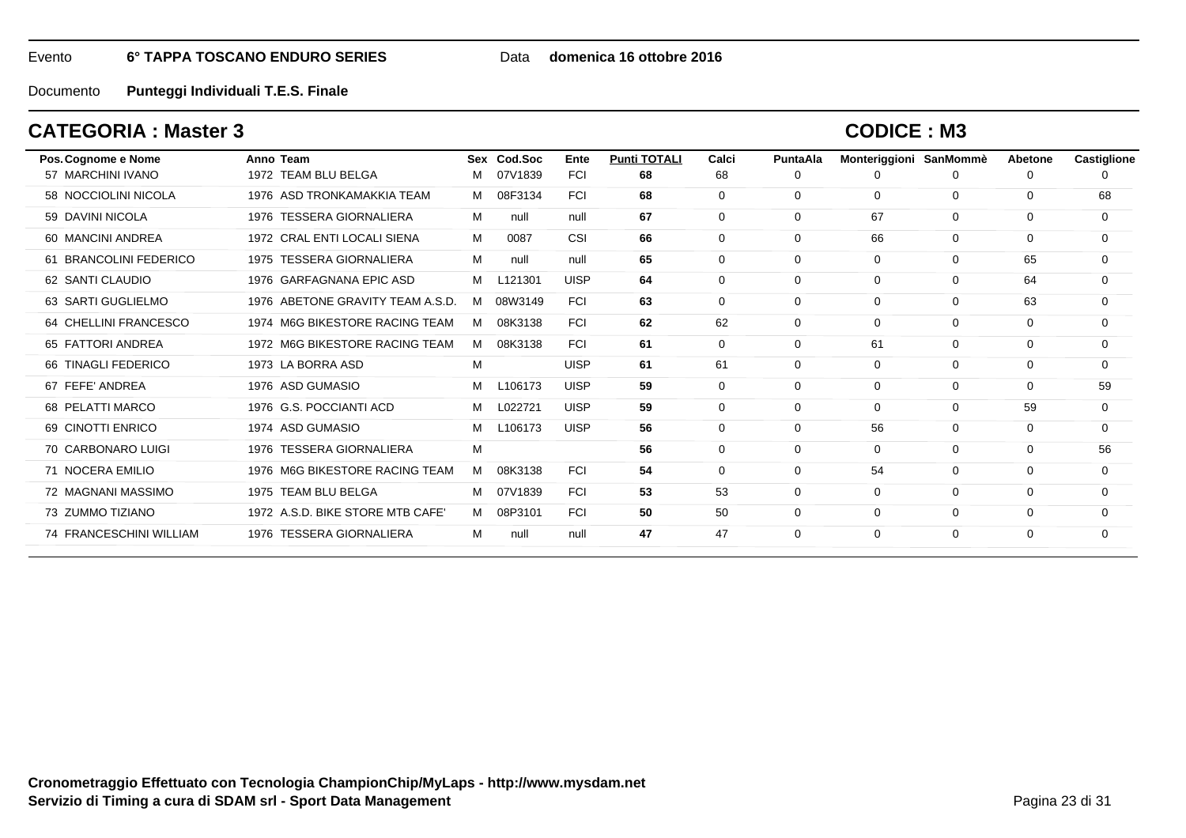Evento **6° TAPPA TOSCANO ENDURO SERIES** Data **domenica 16 ottobre 2016**

Documento **Punteggi Individuali T.E.S. Finale**

## CATEGORIA : Master 3

## CODICE : M3

| Pos. | Cognome e Nome | Anno | Team | Sex | Cod.Soc | Ente | Punti TOTALI | Calci | PuntaAla | Monteriggioni | SanMommè | Abetone | Castiglione |
|---|---|---|---|---|---|---|---|---|---|---|---|---|---|
| 57 | MARCHINI IVANO | 1972 | TEAM BLU BELGA | M | 07V1839 | FCI | **68** | 68 | 0 | 0 | 0 | 0 | 0 |
| 58 | NOCCIOLINI NICOLA | 1976 | ASD TRONKAMAKKIA TEAM | M | 08F3134 | FCI | **68** | 0 | 0 | 0 | 0 | 0 | 68 |
| 59 | DAVINI NICOLA | 1976 | TESSERA GIORNALIERA | M | null | null | **67** | 0 | 0 | 67 | 0 | 0 | 0 |
| 60 | MANCINI ANDREA | 1972 | CRAL ENTI LOCALI SIENA | M | 0087 | CSI | **66** | 0 | 0 | 66 | 0 | 0 | 0 |
| 61 | BRANCOLINI FEDERICO | 1975 | TESSERA GIORNALIERA | M | null | null | **65** | 0 | 0 | 0 | 0 | 65 | 0 |
| 62 | SANTI CLAUDIO | 1976 | GARFAGNANA EPIC ASD | M | L121301 | UISP | **64** | 0 | 0 | 0 | 0 | 64 | 0 |
| 63 | SARTI GUGLIELMO | 1976 | ABETONE GRAVITY TEAM A.S.D. | M | 08W3149 | FCI | **63** | 0 | 0 | 0 | 0 | 63 | 0 |
| 64 | CHELLINI FRANCESCO | 1974 | M6G BIKESTORE RACING TEAM | M | 08K3138 | FCI | **62** | 62 | 0 | 0 | 0 | 0 | 0 |
| 65 | FATTORI ANDREA | 1972 | M6G BIKESTORE RACING TEAM | M | 08K3138 | FCI | **61** | 0 | 0 | 61 | 0 | 0 | 0 |
| 66 | TINAGLI FEDERICO | 1973 | LA BORRA ASD | M | | UISP | **61** | 61 | 0 | 0 | 0 | 0 | 0 |
| 67 | FEFE' ANDREA | 1976 | ASD GUMASIO | M | L106173 | UISP | **59** | 0 | 0 | 0 | 0 | 0 | 59 |
| 68 | PELATTI MARCO | 1976 | G.S. POCCIANTI ACD | M | L022721 | UISP | **59** | 0 | 0 | 0 | 0 | 59 | 0 |
| 69 | CINOTTI ENRICO | 1974 | ASD GUMASIO | M | L106173 | UISP | **56** | 0 | 0 | 56 | 0 | 0 | 0 |
| 70 | CARBONARO LUIGI | 1976 | TESSERA GIORNALIERA | M | | | **56** | 0 | 0 | 0 | 0 | 0 | 56 |
| 71 | NOCERA EMILIO | 1976 | M6G BIKESTORE RACING TEAM | M | 08K3138 | FCI | **54** | 0 | 0 | 54 | 0 | 0 | 0 |
| 72 | MAGNANI MASSIMO | 1975 | TEAM BLU BELGA | M | 07V1839 | FCI | **53** | 53 | 0 | 0 | 0 | 0 | 0 |
| 73 | ZUMMO TIZIANO | 1972 | A.S.D. BIKE STORE MTB CAFE' | M | 08P3101 | FCI | **50** | 50 | 0 | 0 | 0 | 0 | 0 |
| 74 | FRANCESCHINI WILLIAM | 1976 | TESSERA GIORNALIERA | M | null | null | **47** | 47 | 0 | 0 | 0 | 0 | 0 |

**Cronometraggio Effettuato con Tecnologia ChampionChip/MyLaps - http://www.mysdam.net**
**Servizio di Timing a cura di SDAM srl - Sport Data Management**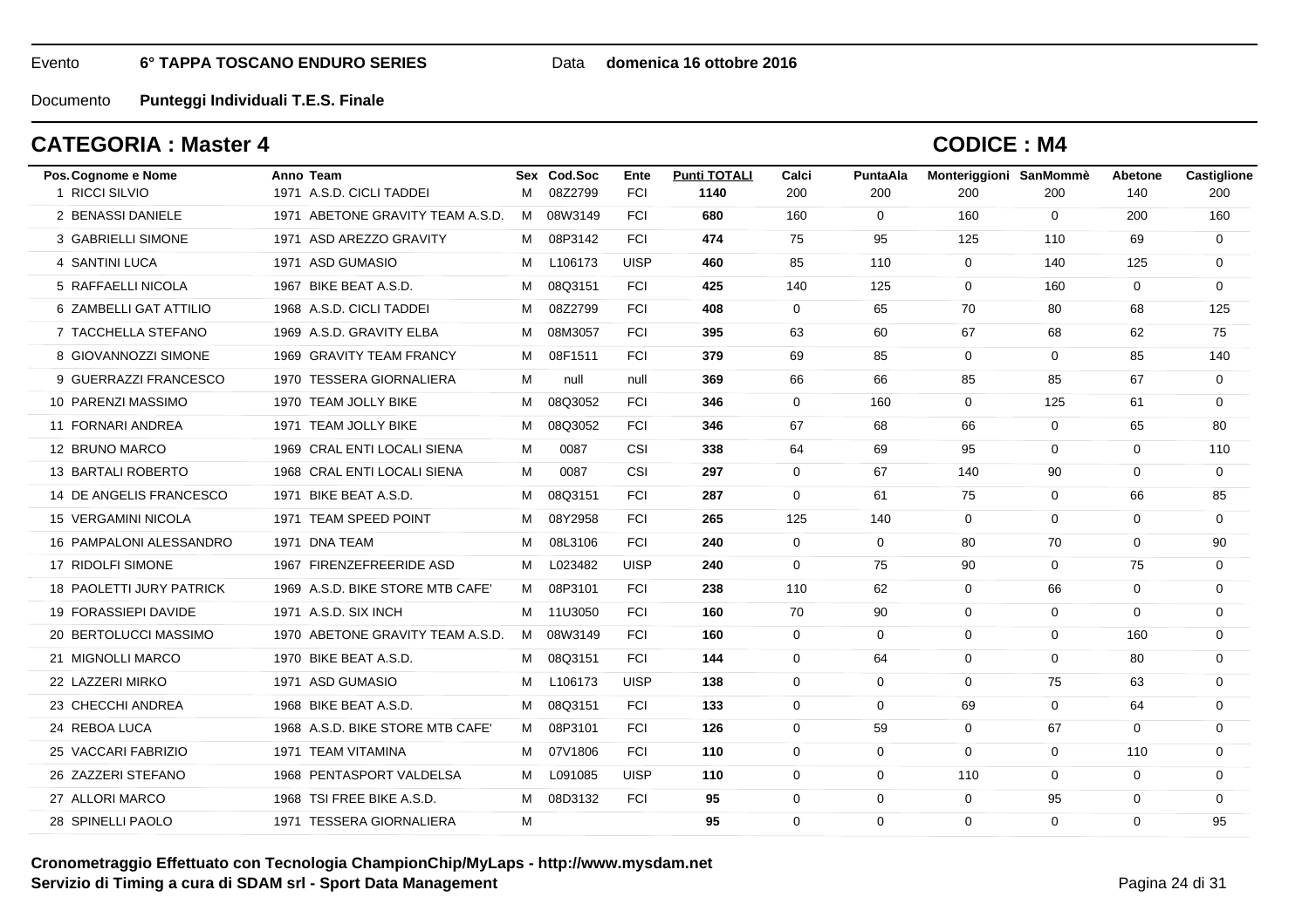Evento **6° TAPPA TOSCANO ENDURO SERIES** Data **domenica 16 ottobre 2016**

Documento **Punteggi Individuali T.E.S. Finale**

## CATEGORIA : Master 4

## CODICE : M4

| Pos. | Cognome e Nome | Anno | Team | Sex | Cod.Soc | Ente | Punti TOTALI | Calci | PuntaAla | Monteriggioni | SanMommè | Abetone | Castiglione |
|---|---|---|---|---|---|---|---|---|---|---|---|---|---|
| 1 | RICCI SILVIO | 1971 | A.S.D. CICLI TADDEI | M | 08Z2799 | FCI | **1140** | 200 | 200 | 200 | 200 | 140 | 200 |
| 2 | BENASSI DANIELE | 1971 | ABETONE GRAVITY TEAM A.S.D. | M | 08W3149 | FCI | **680** | 160 | 0 | 160 | 0 | 200 | 160 |
| 3 | GABRIELLI SIMONE | 1971 | ASD AREZZO GRAVITY | M | 08P3142 | FCI | **474** | 75 | 95 | 125 | 110 | 69 | 0 |
| 4 | SANTINI LUCA | 1971 | ASD GUMASIO | M | L106173 | UISP | **460** | 85 | 110 | 0 | 140 | 125 | 0 |
| 5 | RAFFAELLI NICOLA | 1967 | BIKE BEAT A.S.D. | M | 08Q3151 | FCI | **425** | 140 | 125 | 0 | 160 | 0 | 0 |
| 6 | ZAMBELLI GAT ATTILIO | 1968 | A.S.D. CICLI TADDEI | M | 08Z2799 | FCI | **408** | 0 | 65 | 70 | 80 | 68 | 125 |
| 7 | TACCHELLA STEFANO | 1969 | A.S.D. GRAVITY ELBA | M | 08M3057 | FCI | **395** | 63 | 60 | 67 | 68 | 62 | 75 |
| 8 | GIOVANNOZZI SIMONE | 1969 | GRAVITY TEAM FRANCY | M | 08F1511 | FCI | **379** | 69 | 85 | 0 | 0 | 85 | 140 |
| 9 | GUERRAZZI FRANCESCO | 1970 | TESSERA GIORNALIERA | M | null | null | **369** | 66 | 66 | 85 | 85 | 67 | 0 |
| 10 | PARENZI MASSIMO | 1970 | TEAM JOLLY BIKE | M | 08Q3052 | FCI | **346** | 0 | 160 | 0 | 125 | 61 | 0 |
| 11 | FORNARI ANDREA | 1971 | TEAM JOLLY BIKE | M | 08Q3052 | FCI | **346** | 67 | 68 | 66 | 0 | 65 | 80 |
| 12 | BRUNO MARCO | 1969 | CRAL ENTI LOCALI SIENA | M | 0087 | CSI | **338** | 64 | 69 | 95 | 0 | 0 | 110 |
| 13 | BARTALI ROBERTO | 1968 | CRAL ENTI LOCALI SIENA | M | 0087 | CSI | **297** | 0 | 67 | 140 | 90 | 0 | 0 |
| 14 | DE ANGELIS FRANCESCO | 1971 | BIKE BEAT A.S.D. | M | 08Q3151 | FCI | **287** | 0 | 61 | 75 | 0 | 66 | 85 |
| 15 | VERGAMINI NICOLA | 1971 | TEAM SPEED POINT | M | 08Y2958 | FCI | **265** | 125 | 140 | 0 | 0 | 0 | 0 |
| 16 | PAMPALONI ALESSANDRO | 1971 | DNA TEAM | M | 08L3106 | FCI | **240** | 0 | 0 | 80 | 70 | 0 | 90 |
| 17 | RIDOLFI SIMONE | 1967 | FIRENZEFREERIDE ASD | M | L023482 | UISP | **240** | 0 | 75 | 90 | 0 | 75 | 0 |
| 18 | PAOLETTI JURY PATRICK | 1969 | A.S.D. BIKE STORE MTB CAFE' | M | 08P3101 | FCI | **238** | 110 | 62 | 0 | 66 | 0 | 0 |
| 19 | FORASSIEPI DAVIDE | 1971 | A.S.D. SIX INCH | M | 11U3050 | FCI | **160** | 70 | 90 | 0 | 0 | 0 | 0 |
| 20 | BERTOLUCCI MASSIMO | 1970 | ABETONE GRAVITY TEAM A.S.D. | M | 08W3149 | FCI | **160** | 0 | 0 | 0 | 0 | 160 | 0 |
| 21 | MIGNOLLI MARCO | 1970 | BIKE BEAT A.S.D. | M | 08Q3151 | FCI | **144** | 0 | 64 | 0 | 0 | 80 | 0 |
| 22 | LAZZERI MIRKO | 1971 | ASD GUMASIO | M | L106173 | UISP | **138** | 0 | 0 | 0 | 75 | 63 | 0 |
| 23 | CHECCHI ANDREA | 1968 | BIKE BEAT A.S.D. | M | 08Q3151 | FCI | **133** | 0 | 0 | 69 | 0 | 64 | 0 |
| 24 | REBOA LUCA | 1968 | A.S.D. BIKE STORE MTB CAFE' | M | 08P3101 | FCI | **126** | 0 | 59 | 0 | 67 | 0 | 0 |
| 25 | VACCARI FABRIZIO | 1971 | TEAM VITAMINA | M | 07V1806 | FCI | **110** | 0 | 0 | 0 | 0 | 110 | 0 |
| 26 | ZAZZERI STEFANO | 1968 | PENTASPORT VALDELSA | M | L091085 | UISP | **110** | 0 | 0 | 110 | 0 | 0 | 0 |
| 27 | ALLORI MARCO | 1968 | TSI FREE BIKE A.S.D. | M | 08D3132 | FCI | **95** | 0 | 0 | 0 | 95 | 0 | 0 |
| 28 | SPINELLI PAOLO | 1971 | TESSERA GIORNALIERA | M | | | **95** | 0 | 0 | 0 | 0 | 0 | 95 |

**Cronometraggio Effettuato con Tecnologia ChampionChip/MyLaps - http://www.mysdam.net**
**Servizio di Timing a cura di SDAM srl - Sport Data Management**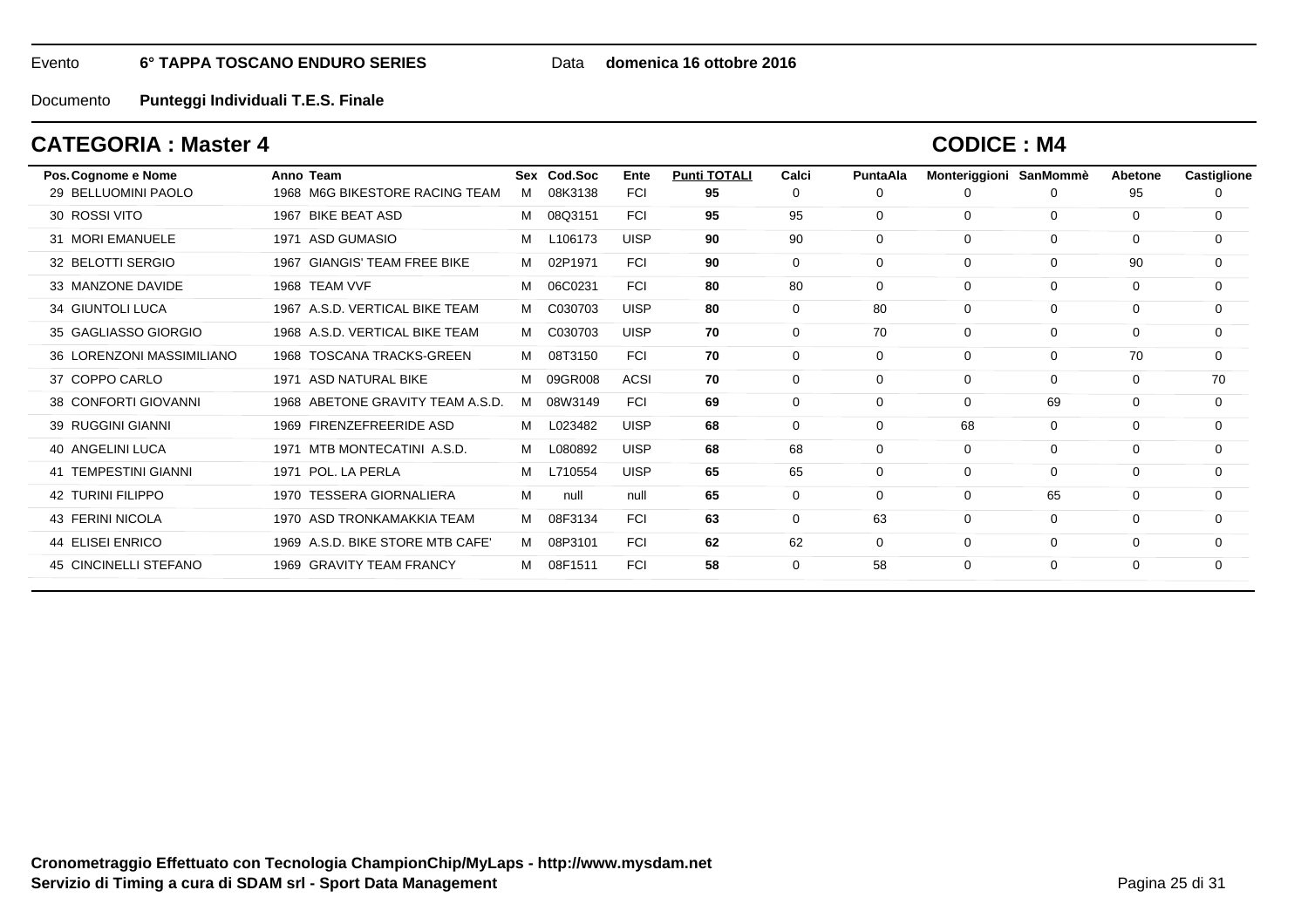Evento **6° TAPPA TOSCANO ENDURO SERIES** Data **domenica 16 ottobre 2016**

Documento **Punteggi Individuali T.E.S. Finale**

## CATEGORIA : Master 4

## CODICE : M4

| Pos. | Cognome e Nome | Anno | Team | Sex | Cod.Soc | Ente | Punti TOTALI | Calci | PuntaAla | Monteriggioni | SanMommè | Abetone | Castiglione |
|---|---|---|---|---|---|---|---|---|---|---|---|---|---|
| 29 | BELLUOMINI PAOLO | 1968 | M6G BIKESTORE RACING TEAM | M | 08K3138 | FCI | **95** | 0 | 0 | 0 | 0 | 95 | 0 |
| 30 | ROSSI VITO | 1967 | BIKE BEAT ASD | M | 08Q3151 | FCI | **95** | 95 | 0 | 0 | 0 | 0 | 0 |
| 31 | MORI EMANUELE | 1971 | ASD GUMASIO | M | L106173 | UISP | **90** | 90 | 0 | 0 | 0 | 0 | 0 |
| 32 | BELOTTI SERGIO | 1967 | GIANGIS' TEAM FREE BIKE | M | 02P1971 | FCI | **90** | 0 | 0 | 0 | 0 | 90 | 0 |
| 33 | MANZONE DAVIDE | 1968 | TEAM VVF | M | 06C0231 | FCI | **80** | 80 | 0 | 0 | 0 | 0 | 0 |
| 34 | GIUNTOLI LUCA | 1967 | A.S.D. VERTICAL BIKE TEAM | M | C030703 | UISP | **80** | 0 | 80 | 0 | 0 | 0 | 0 |
| 35 | GAGLIASSO GIORGIO | 1968 | A.S.D. VERTICAL BIKE TEAM | M | C030703 | UISP | **70** | 0 | 70 | 0 | 0 | 0 | 0 |
| 36 | LORENZONI MASSIMILIANO | 1968 | TOSCANA TRACKS-GREEN | M | 08T3150 | FCI | **70** | 0 | 0 | 0 | 0 | 70 | 0 |
| 37 | COPPO CARLO | 1971 | ASD NATURAL BIKE | M | 09GR008 | ACSI | **70** | 0 | 0 | 0 | 0 | 0 | 70 |
| 38 | CONFORTI GIOVANNI | 1968 | ABETONE GRAVITY TEAM A.S.D. | M | 08W3149 | FCI | **69** | 0 | 0 | 0 | 69 | 0 | 0 |
| 39 | RUGGINI GIANNI | 1969 | FIRENZEFREERIDE ASD | M | L023482 | UISP | **68** | 0 | 0 | 68 | 0 | 0 | 0 |
| 40 | ANGELINI LUCA | 1971 | MTB MONTECATINI A.S.D. | M | L080892 | UISP | **68** | 68 | 0 | 0 | 0 | 0 | 0 |
| 41 | TEMPESTINI GIANNI | 1971 | POL. LA PERLA | M | L710554 | UISP | **65** | 65 | 0 | 0 | 0 | 0 | 0 |
| 42 | TURINI FILIPPO | 1970 | TESSERA GIORNALIERA | M | null | null | **65** | 0 | 0 | 0 | 65 | 0 | 0 |
| 43 | FERINI NICOLA | 1970 | ASD TRONKAMAKKIA TEAM | M | 08F3134 | FCI | **63** | 0 | 63 | 0 | 0 | 0 | 0 |
| 44 | ELISEI ENRICO | 1969 | A.S.D. BIKE STORE MTB CAFE' | M | 08P3101 | FCI | **62** | 62 | 0 | 0 | 0 | 0 | 0 |
| 45 | CINCINELLI STEFANO | 1969 | GRAVITY TEAM FRANCY | M | 08F1511 | FCI | **58** | 0 | 58 | 0 | 0 | 0 | 0 |

**Cronometraggio Effettuato con Tecnologia ChampionChip/MyLaps - http://www.mysdam.net**
**Servizio di Timing a cura di SDAM srl - Sport Data Management**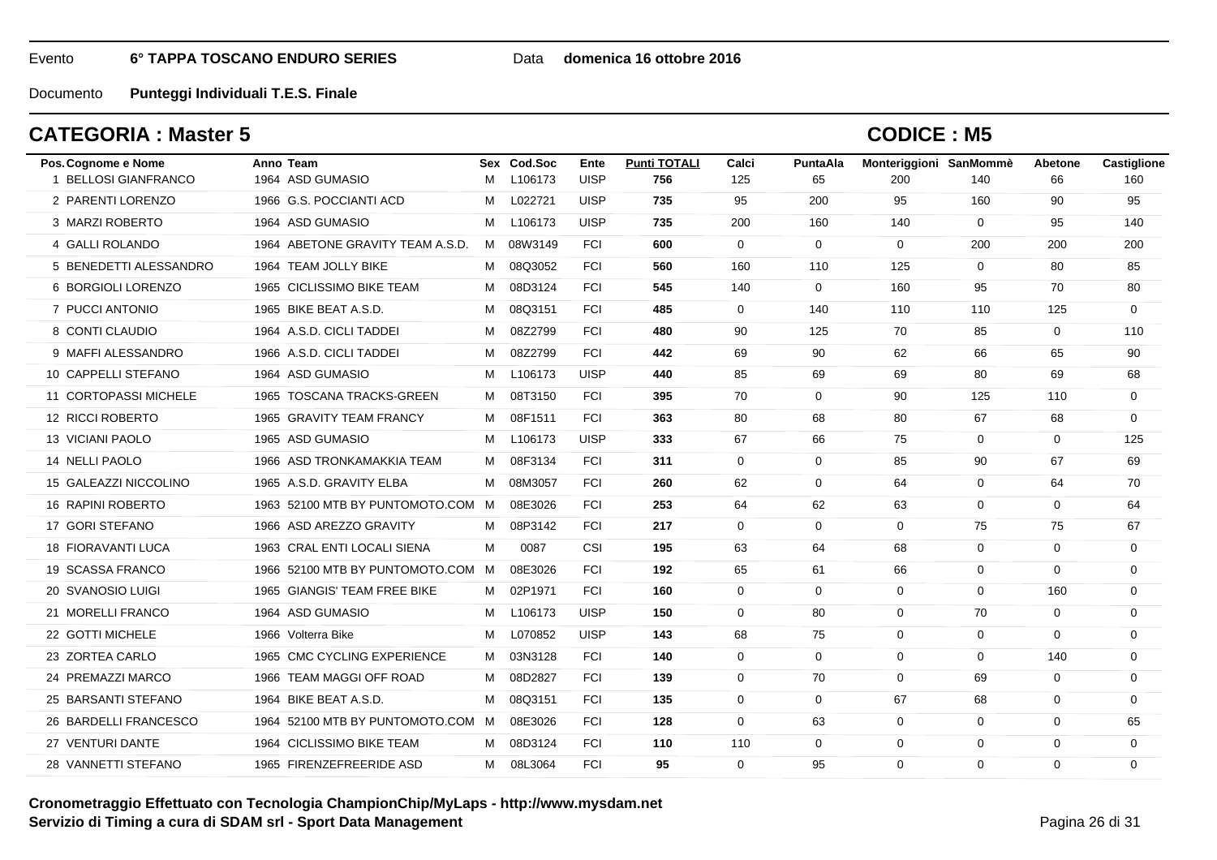Evento **6° TAPPA TOSCANO ENDURO SERIES** Data **domenica 16 ottobre 2016**

Documento **Punteggi Individuali T.E.S. Finale**

## CATEGORIA : Master 5

## CODICE : M5

| Pos. | Cognome e Nome | Anno | Team | Sex | Cod.Soc | Ente | Punti TOTALI | Calci | PuntaAla | Monteriggioni | SanMommè | Abetone | Castiglione |
|---|---|---|---|---|---|---|---|---|---|---|---|---|---|
| 1 | BELLOSI GIANFRANCO | 1964 | ASD GUMASIO | M | L106173 | UISP | **756** | 125 | 65 | 200 | 140 | 66 | 160 |
| 2 | PARENTI LORENZO | 1966 | G.S. POCCIANTI ACD | M | L022721 | UISP | **735** | 95 | 200 | 95 | 160 | 90 | 95 |
| 3 | MARZI ROBERTO | 1964 | ASD GUMASIO | M | L106173 | UISP | **735** | 200 | 160 | 140 | 0 | 95 | 140 |
| 4 | GALLI ROLANDO | 1964 | ABETONE GRAVITY TEAM A.S.D. | M | 08W3149 | FCI | **600** | 0 | 0 | 0 | 200 | 200 | 200 |
| 5 | BENEDETTI ALESSANDRO | 1964 | TEAM JOLLY BIKE | M | 08Q3052 | FCI | **560** | 160 | 110 | 125 | 0 | 80 | 85 |
| 6 | BORGIOLI LORENZO | 1965 | CICLISSIMO BIKE TEAM | M | 08D3124 | FCI | **545** | 140 | 0 | 160 | 95 | 70 | 80 |
| 7 | PUCCI ANTONIO | 1965 | BIKE BEAT A.S.D. | M | 08Q3151 | FCI | **485** | 0 | 140 | 110 | 110 | 125 | 0 |
| 8 | CONTI CLAUDIO | 1964 | A.S.D. CICLI TADDEI | M | 08Z2799 | FCI | **480** | 90 | 125 | 70 | 85 | 0 | 110 |
| 9 | MAFFI ALESSANDRO | 1966 | A.S.D. CICLI TADDEI | M | 08Z2799 | FCI | **442** | 69 | 90 | 62 | 66 | 65 | 90 |
| 10 | CAPPELLI STEFANO | 1964 | ASD GUMASIO | M | L106173 | UISP | **440** | 85 | 69 | 69 | 80 | 69 | 68 |
| 11 | CORTOPASSI MICHELE | 1965 | TOSCANA TRACKS-GREEN | M | 08T3150 | FCI | **395** | 70 | 0 | 90 | 125 | 110 | 0 |
| 12 | RICCI ROBERTO | 1965 | GRAVITY TEAM FRANCY | M | 08F1511 | FCI | **363** | 80 | 68 | 80 | 67 | 68 | 0 |
| 13 | VICIANI PAOLO | 1965 | ASD GUMASIO | M | L106173 | UISP | **333** | 67 | 66 | 75 | 0 | 0 | 125 |
| 14 | NELLI PAOLO | 1966 | ASD TRONKAMAKKIA TEAM | M | 08F3134 | FCI | **311** | 0 | 0 | 85 | 90 | 67 | 69 |
| 15 | GALEAZZI NICCOLINO | 1965 | A.S.D. GRAVITY ELBA | M | 08M3057 | FCI | **260** | 62 | 0 | 64 | 0 | 64 | 70 |
| 16 | RAPINI ROBERTO | 1963 | 52100 MTB BY PUNTOMOTO.COM | M | 08E3026 | FCI | **253** | 64 | 62 | 63 | 0 | 0 | 64 |
| 17 | GORI STEFANO | 1966 | ASD AREZZO GRAVITY | M | 08P3142 | FCI | **217** | 0 | 0 | 0 | 75 | 75 | 67 |
| 18 | FIORAVANTI LUCA | 1963 | CRAL ENTI LOCALI SIENA | M | 0087 | CSI | **195** | 63 | 64 | 68 | 0 | 0 | 0 |
| 19 | SCASSA FRANCO | 1966 | 52100 MTB BY PUNTOMOTO.COM | M | 08E3026 | FCI | **192** | 65 | 61 | 66 | 0 | 0 | 0 |
| 20 | SVANOSIO LUIGI | 1965 | GIANGIS' TEAM FREE BIKE | M | 02P1971 | FCI | **160** | 0 | 0 | 0 | 0 | 160 | 0 |
| 21 | MORELLI FRANCO | 1964 | ASD GUMASIO | M | L106173 | UISP | **150** | 0 | 80 | 0 | 70 | 0 | 0 |
| 22 | GOTTI MICHELE | 1966 | Volterra Bike | M | L070852 | UISP | **143** | 68 | 75 | 0 | 0 | 0 | 0 |
| 23 | ZORTEA CARLO | 1965 | CMC CYCLING EXPERIENCE | M | 03N3128 | FCI | **140** | 0 | 0 | 0 | 0 | 140 | 0 |
| 24 | PREMAZZI MARCO | 1966 | TEAM MAGGI OFF ROAD | M | 08D2827 | FCI | **139** | 0 | 70 | 0 | 69 | 0 | 0 |
| 25 | BARSANTI STEFANO | 1964 | BIKE BEAT A.S.D. | M | 08Q3151 | FCI | **135** | 0 | 0 | 67 | 68 | 0 | 0 |
| 26 | BARDELLI FRANCESCO | 1964 | 52100 MTB BY PUNTOMOTO.COM | M | 08E3026 | FCI | **128** | 0 | 63 | 0 | 0 | 0 | 65 |
| 27 | VENTURI DANTE | 1964 | CICLISSIMO BIKE TEAM | M | 08D3124 | FCI | **110** | 110 | 0 | 0 | 0 | 0 | 0 |
| 28 | VANNETTI STEFANO | 1965 | FIRENZEFREERIDE ASD | M | 08L3064 | FCI | **95** | 0 | 95 | 0 | 0 | 0 | 0 |

**Cronometraggio Effettuato con Tecnologia ChampionChip/MyLaps - http://www.mysdam.net**
**Servizio di Timing a cura di SDAM srl - Sport Data Management**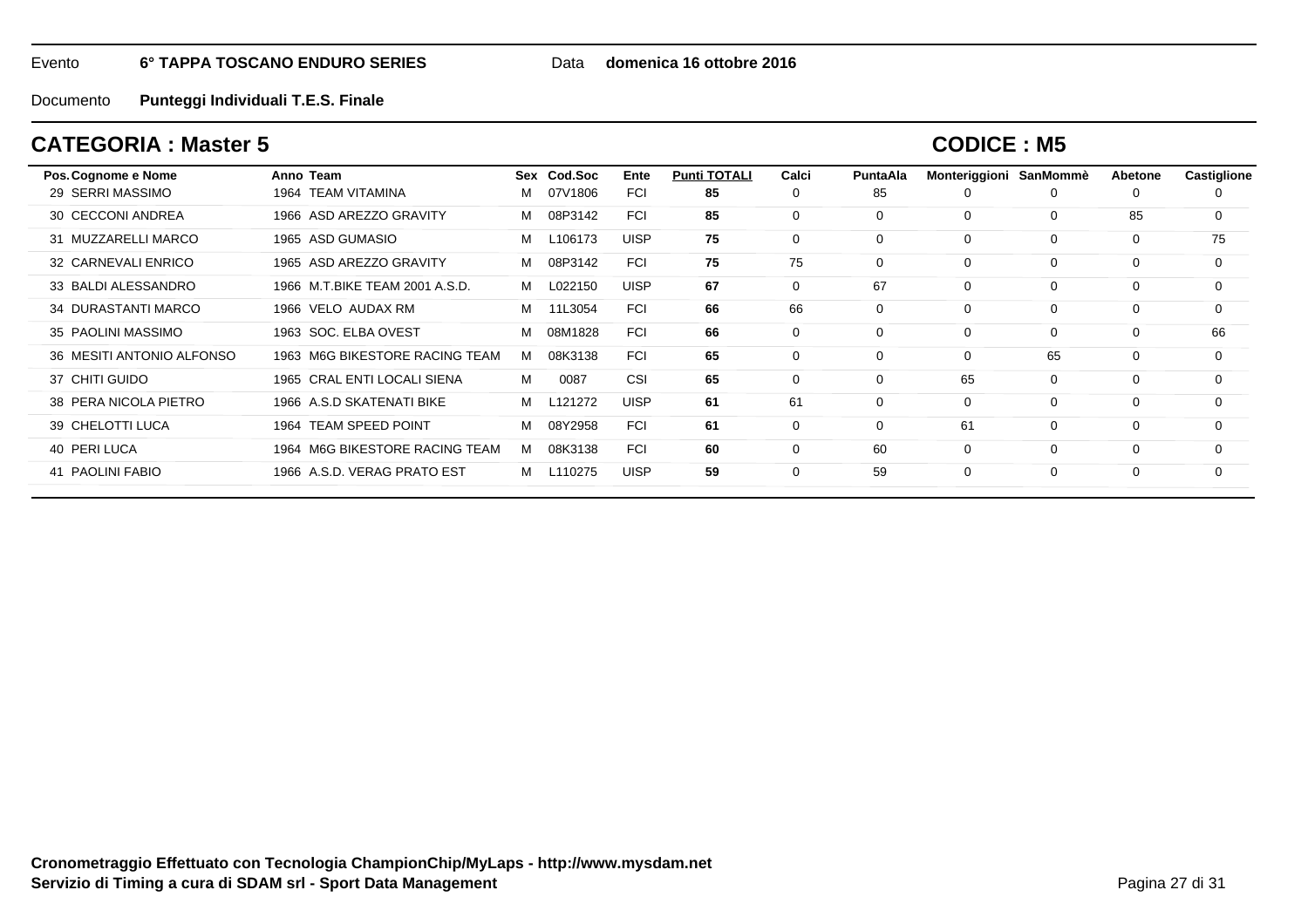Evento **6° TAPPA TOSCANO ENDURO SERIES** Data **domenica 16 ottobre 2016**

Documento **Punteggi Individuali T.E.S. Finale**

## CATEGORIA : Master 5

## CODICE : M5

| Pos. | Cognome e Nome | Anno | Team | Sex | Cod.Soc | Ente | Punti TOTALI | Calci | PuntaAla | Monteriggioni | SanMommè | Abetone | Castiglione |
|---|---|---|---|---|---|---|---|---|---|---|---|---|---|
| 29 | SERRI MASSIMO | 1964 | TEAM VITAMINA | M | 07V1806 | FCI | **85** | 0 | 85 | 0 | 0 | 0 | 0 |
| 30 | CECCONI ANDREA | 1966 | ASD AREZZO GRAVITY | M | 08P3142 | FCI | **85** | 0 | 0 | 0 | 0 | 85 | 0 |
| 31 | MUZZARELLI MARCO | 1965 | ASD GUMASIO | M | L106173 | UISP | **75** | 0 | 0 | 0 | 0 | 0 | 75 |
| 32 | CARNEVALI ENRICO | 1965 | ASD AREZZO GRAVITY | M | 08P3142 | FCI | **75** | 75 | 0 | 0 | 0 | 0 | 0 |
| 33 | BALDI ALESSANDRO | 1966 | M.T.BIKE TEAM 2001 A.S.D. | M | L022150 | UISP | **67** | 0 | 67 | 0 | 0 | 0 | 0 |
| 34 | DURASTANTI MARCO | 1966 | VELO AUDAX RM | M | 11L3054 | FCI | **66** | 66 | 0 | 0 | 0 | 0 | 0 |
| 35 | PAOLINI MASSIMO | 1963 | SOC. ELBA OVEST | M | 08M1828 | FCI | **66** | 0 | 0 | 0 | 0 | 0 | 66 |
| 36 | MESITI ANTONIO ALFONSO | 1963 | M6G BIKESTORE RACING TEAM | M | 08K3138 | FCI | **65** | 0 | 0 | 0 | 65 | 0 | 0 |
| 37 | CHITI GUIDO | 1965 | CRAL ENTI LOCALI SIENA | M | 0087 | CSI | **65** | 0 | 0 | 65 | 0 | 0 | 0 |
| 38 | PERA NICOLA PIETRO | 1966 | A.S.D SKATENATI BIKE | M | L121272 | UISP | **61** | 61 | 0 | 0 | 0 | 0 | 0 |
| 39 | CHELOTTI LUCA | 1964 | TEAM SPEED POINT | M | 08Y2958 | FCI | **61** | 0 | 0 | 61 | 0 | 0 | 0 |
| 40 | PERI LUCA | 1964 | M6G BIKESTORE RACING TEAM | M | 08K3138 | FCI | **60** | 0 | 60 | 0 | 0 | 0 | 0 |
| 41 | PAOLINI FABIO | 1966 | A.S.D. VERAG PRATO EST | M | L110275 | UISP | **59** | 0 | 59 | 0 | 0 | 0 | 0 |

**Cronometraggio Effettuato con Tecnologia ChampionChip/MyLaps - http://www.mysdam.net**
**Servizio di Timing a cura di SDAM srl - Sport Data Management**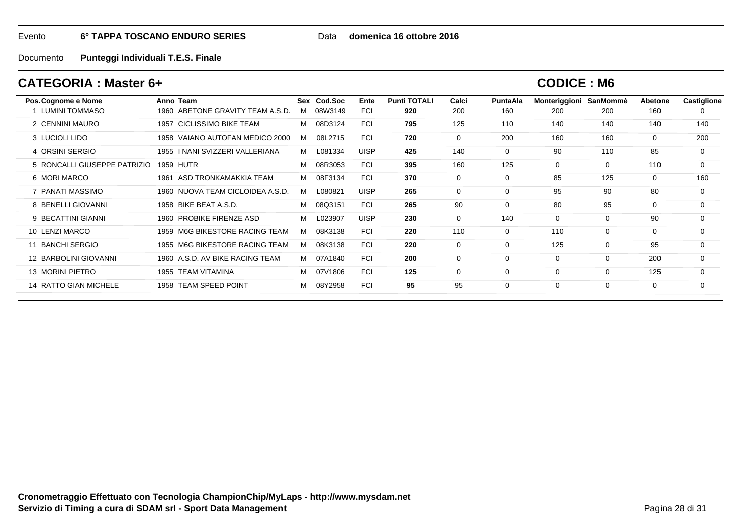Evento **6° TAPPA TOSCANO ENDURO SERIES** Data **domenica 16 ottobre 2016**

Documento **Punteggi Individuali T.E.S. Finale**

## CATEGORIA : Master 6+

## CODICE : M6

| Pos. | Cognome e Nome | Anno | Team | Sex | Cod.Soc | Ente | Punti TOTALI | Calci | PuntaAla | Monteriggioni | SanMommè | Abetone | Castiglione |
|---|---|---|---|---|---|---|---|---|---|---|---|---|---|
| 1 | LUMINI TOMMASO | 1960 | ABETONE GRAVITY TEAM A.S.D. | M | 08W3149 | FCI | **920** | 200 | 160 | 200 | 200 | 160 | 0 |
| 2 | CENNINI MAURO | 1957 | CICLISSIMO BIKE TEAM | M | 08D3124 | FCI | **795** | 125 | 110 | 140 | 140 | 140 | 140 |
| 3 | LUCIOLI LIDO | 1958 | VAIANO AUTOFAN MEDICO 2000 | M | 08L2715 | FCI | **720** | 0 | 200 | 160 | 160 | 0 | 200 |
| 4 | ORSINI SERGIO | 1955 | I NANI SVIZZERI VALLERIANA | M | L081334 | UISP | **425** | 140 | 0 | 90 | 110 | 85 | 0 |
| 5 | RONCALLI GIUSEPPE PATRIZIO | 1959 | HUTR | M | 08R3053 | FCI | **395** | 160 | 125 | 0 | 0 | 110 | 0 |
| 6 | MORI MARCO | 1961 | ASD TRONKAMAKKIA TEAM | M | 08F3134 | FCI | **370** | 0 | 0 | 85 | 125 | 0 | 160 |
| 7 | PANATI MASSIMO | 1960 | NUOVA TEAM CICLOIDEA A.S.D. | M | L080821 | UISP | **265** | 0 | 0 | 95 | 90 | 80 | 0 |
| 8 | BENELLI GIOVANNI | 1958 | BIKE BEAT A.S.D. | M | 08Q3151 | FCI | **265** | 90 | 0 | 80 | 95 | 0 | 0 |
| 9 | BECATTINI GIANNI | 1960 | PROBIKE FIRENZE ASD | M | L023907 | UISP | **230** | 0 | 140 | 0 | 0 | 90 | 0 |
| 10 | LENZI MARCO | 1959 | M6G BIKESTORE RACING TEAM | M | 08K3138 | FCI | **220** | 110 | 0 | 110 | 0 | 0 | 0 |
| 11 | BANCHI SERGIO | 1955 | M6G BIKESTORE RACING TEAM | M | 08K3138 | FCI | **220** | 0 | 0 | 125 | 0 | 95 | 0 |
| 12 | BARBOLINI GIOVANNI | 1960 | A.S.D. AV BIKE RACING TEAM | M | 07A1840 | FCI | **200** | 0 | 0 | 0 | 0 | 200 | 0 |
| 13 | MORINI PIETRO | 1955 | TEAM VITAMINA | M | 07V1806 | FCI | **125** | 0 | 0 | 0 | 0 | 125 | 0 |
| 14 | RATTO GIAN MICHELE | 1958 | TEAM SPEED POINT | M | 08Y2958 | FCI | **95** | 95 | 0 | 0 | 0 | 0 | 0 |

**Cronometraggio Effettuato con Tecnologia ChampionChip/MyLaps - http://www.mysdam.net**
**Servizio di Timing a cura di SDAM srl - Sport Data Management**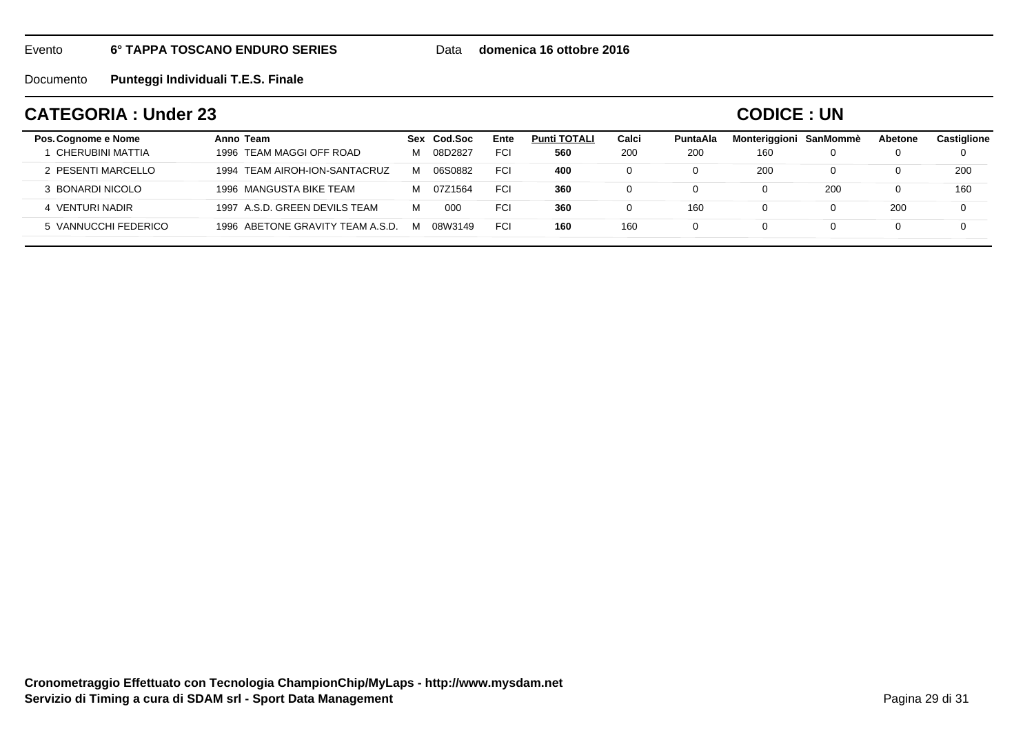Evento **6° TAPPA TOSCANO ENDURO SERIES** Data **domenica 16 ottobre 2016**

Documento **Punteggi Individuali T.E.S. Finale**

## CATEGORIA : Under 23

## CODICE : UN

| Pos. | Cognome e Nome | Anno | Team | Sex | Cod.Soc | Ente | Punti TOTALI | Calci | PuntaAla | Monteriggioni | SanMommè | Abetone | Castiglione |
|---|---|---|---|---|---|---|---|---|---|---|---|---|---|
| 1 | CHERUBINI MATTIA | 1996 | TEAM MAGGI OFF ROAD | M | 08D2827 | FCI | **560** | 200 | 200 | 160 | 0 | 0 | 0 |
| 2 | PESENTI MARCELLO | 1994 | TEAM AIROH-ION-SANTACRUZ | M | 06S0882 | FCI | **400** | 0 | 0 | 200 | 0 | 0 | 200 |
| 3 | BONARDI NICOLO | 1996 | MANGUSTA BIKE TEAM | M | 07Z1564 | FCI | **360** | 0 | 0 | 0 | 200 | 0 | 160 |
| 4 | VENTURI NADIR | 1997 | A.S.D. GREEN DEVILS TEAM | M | 000 | FCI | **360** | 0 | 160 | 0 | 0 | 200 | 0 |
| 5 | VANNUCCHI FEDERICO | 1996 | ABETONE GRAVITY TEAM A.S.D. | M | 08W3149 | FCI | **160** | 160 | 0 | 0 | 0 | 0 | 0 |

**Cronometraggio Effettuato con Tecnologia ChampionChip/MyLaps - http://www.mysdam.net**
**Servizio di Timing a cura di SDAM srl - Sport Data Management**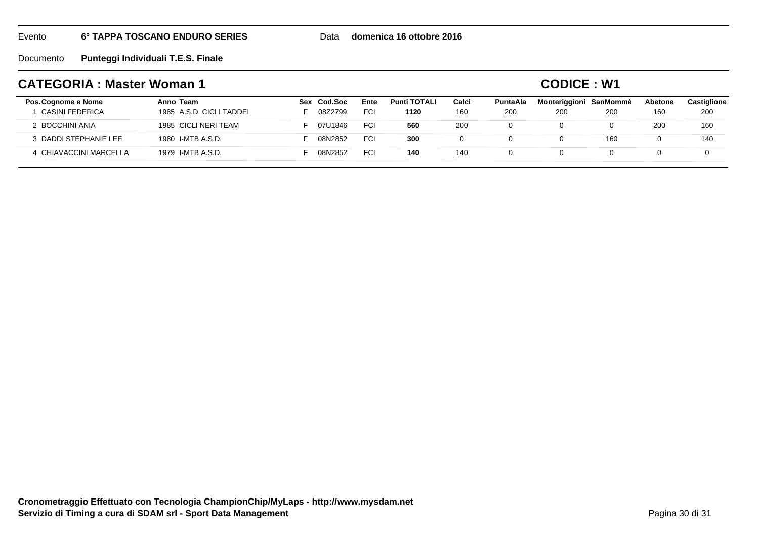Evento **6° TAPPA TOSCANO ENDURO SERIES** Data **domenica 16 ottobre 2016**

Documento **Punteggi Individuali T.E.S. Finale**

## CATEGORIA : Master Woman 1

## CODICE : W1

| Pos. | Cognome e Nome | Anno | Team | Sex | Cod.Soc | Ente | Punti TOTALI | Calci | PuntaAla | Monteriggioni | SanMommè | Abetone | Castiglione |
|---|---|---|---|---|---|---|---|---|---|---|---|---|---|
| 1 | CASINI FEDERICA | 1985 | A.S.D. CICLI TADDEI | F | 08Z2799 | FCI | **1120** | 160 | 200 | 200 | 200 | 160 | 200 |
| 2 | BOCCHINI ANIA | 1985 | CICLI NERI TEAM | F | 07U1846 | FCI | **560** | 200 | 0 | 0 | 0 | 200 | 160 |
| 3 | DADDI STEPHANIE LEE | 1980 | I-MTB A.S.D. | F | 08N2852 | FCI | **300** | 0 | 0 | 0 | 160 | 0 | 140 |
| 4 | CHIAVACCINI MARCELLA | 1979 | I-MTB A.S.D. | F | 08N2852 | FCI | **140** | 140 | 0 | 0 | 0 | 0 | 0 |

**Cronometraggio Effettuato con Tecnologia ChampionChip/MyLaps - http://www.mysdam.net**
**Servizio di Timing a cura di SDAM srl - Sport Data Management**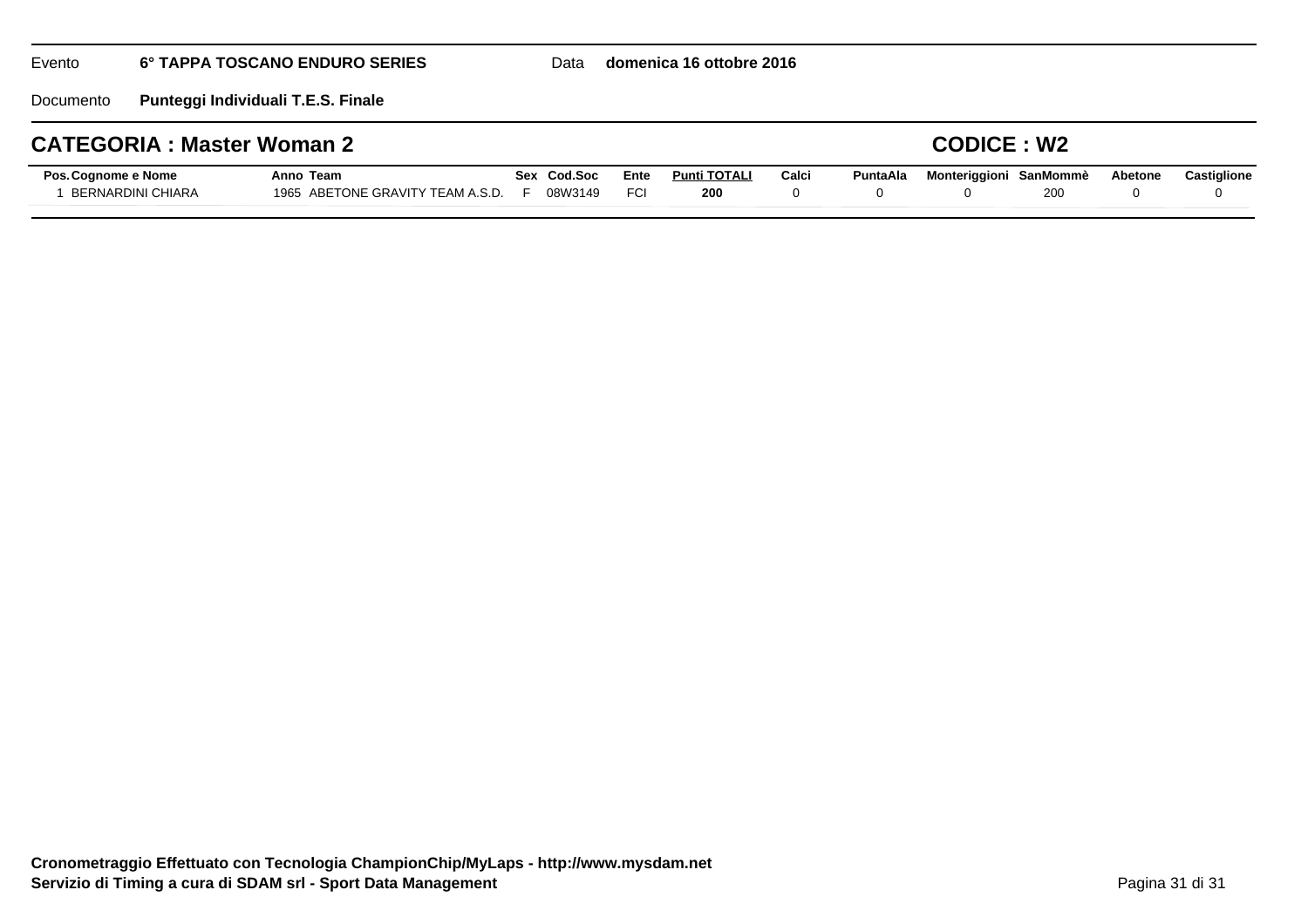Evento **6° TAPPA TOSCANO ENDURO SERIES** Data **domenica 16 ottobre 2016**

Documento **Punteggi Individuali T.E.S. Finale**

## CATEGORIA : Master Woman 2 CODICE : W2

| Pos. | Cognome e Nome | Anno | Team | Sex | Cod.Soc | Ente | Punti TOTALI | Calci | PuntaAla | Monteriggioni | SanMommè | Abetone | Castiglione |
|---|---|---|---|---|---|---|---|---|---|---|---|---|---|
| 1 | BERNARDINI CHIARA | 1965 | ABETONE GRAVITY TEAM A.S.D. | F | 08W3149 | FCI | **200** | 0 | 0 | 0 | 200 | 0 | 0 |

**Cronometraggio Effettuato con Tecnologia ChampionChip/MyLaps - http://www.mysdam.net**
**Servizio di Timing a cura di SDAM srl - Sport Data Management**